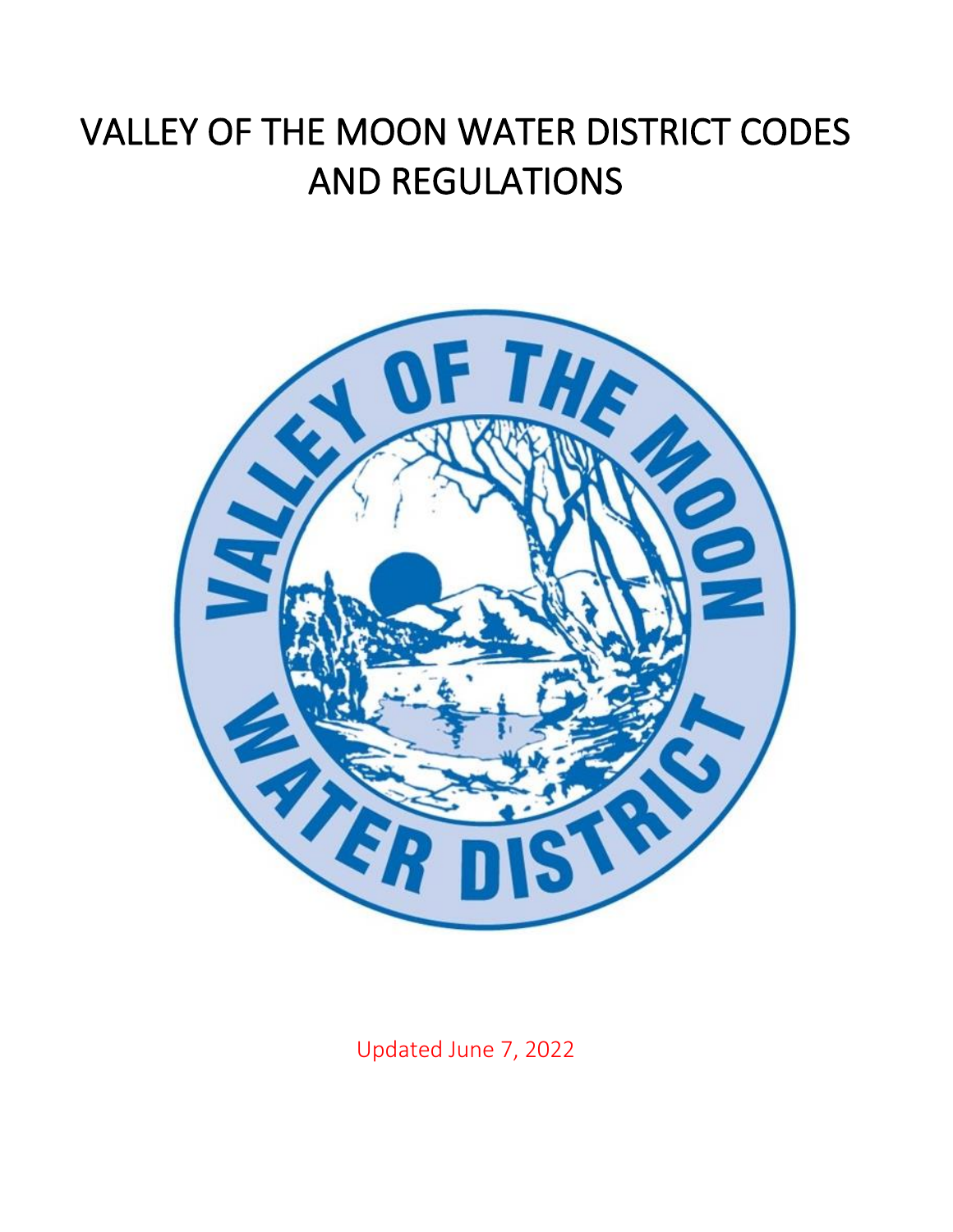# VALLEY OF THE MOON WATER DISTRICT CODES AND REGULATIONS

Updated June 7, 2022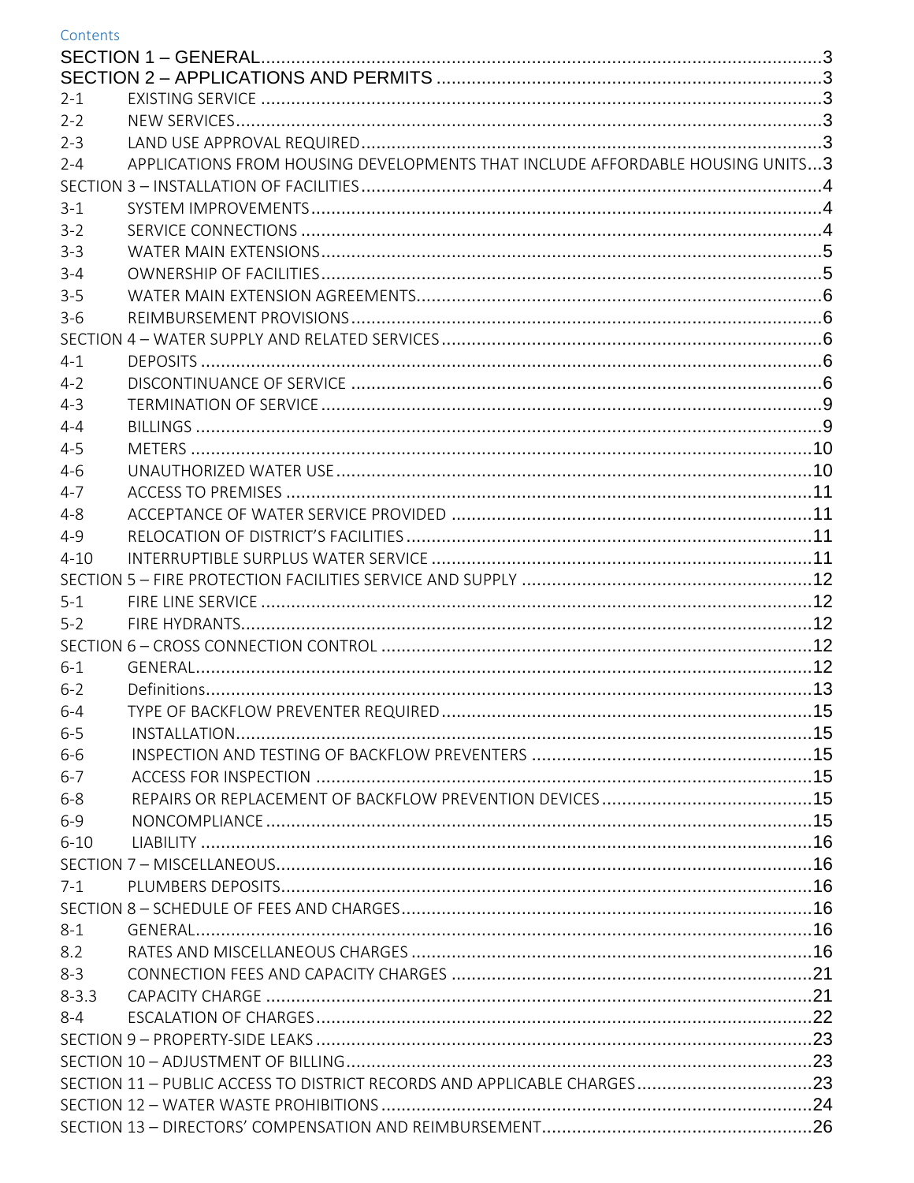Contents

SECTION 1 – GENERAL ........................................................................................................ 3
SECTION 2 – APPLICATIONS AND PERMITS ........................................................................ 3
2-1 EXISTING SERVICE ........................................................................................................ 3
2-2 NEW SERVICES ............................................................................................................. 3
2-3 LAND USE APPROVAL REQUIRED .................................................................................. 3
2-4 APPLICATIONS FROM HOUSING DEVELOPMENTS THAT INCLUDE AFFORDABLE HOUSING UNITS ... 3
SECTION 3 – INSTALLATION OF FACILITIES ........................................................................ 4
3-1 SYSTEM IMPROVEMENTS .............................................................................................. 4
3-2 SERVICE CONNECTIONS ................................................................................................ 4
3-3 WATER MAIN EXTENSIONS ............................................................................................ 5
3-4 OWNERSHIP OF FACILITIES ............................................................................................ 5
3-5 WATER MAIN EXTENSION AGREEMENTS ........................................................................ 6
3-6 REIMBURSEMENT PROVISIONS ...................................................................................... 6
SECTION 4 – WATER SUPPLY AND RELATED SERVICES ....................................................... 6
4-1 DEPOSITS ...................................................................................................................... 6
4-2 DISCONTINUANCE OF SERVICE ...................................................................................... 6
4-3 TERMINATION OF SERVICE ............................................................................................ 9
4-4 BILLINGS ....................................................................................................................... 9
4-5 METERS ...................................................................................................................... 10
4-6 UNAUTHORIZED WATER USE ....................................................................................... 10
4-7 ACCESS TO PREMISES .................................................................................................. 11
4-8 ACCEPTANCE OF WATER SERVICE PROVIDED ............................................................... 11
4-9 RELOCATION OF DISTRICT'S FACILITIES ........................................................................ 11
4-10 INTERRUPTIBLE SURPLUS WATER SERVICE ................................................................. 11
SECTION 5 – FIRE PROTECTION FACILITIES SERVICE AND SUPPLY .................................... 12
5-1 FIRE LINE SERVICE ....................................................................................................... 12
5-2 FIRE HYDRANTS .......................................................................................................... 12
SECTION 6 – CROSS CONNECTION CONTROL .................................................................. 12
6-1 GENERAL ..................................................................................................................... 12
6-2 Definitions ................................................................................................................... 13
6-4 TYPE OF BACKFLOW PREVENTER REQUIRED ................................................................ 15
6-5 INSTALLATION ............................................................................................................. 15
6-6 INSPECTION AND TESTING OF BACKFLOW PREVENTERS .............................................. 15
6-7 ACCESS FOR INSPECTION ............................................................................................ 15
6-8 REPAIRS OR REPLACEMENT OF BACKFLOW PREVENTION DEVICES ................................ 15
6-9 NONCOMPLIANCE ....................................................................................................... 15
6-10 LIABILITY .................................................................................................................... 16
SECTION 7 – MISCELLANEOUS ........................................................................................ 16
7-1 PLUMBERS DEPOSITS .................................................................................................. 16
SECTION 8 – SCHEDULE OF FEES AND CHARGES ............................................................... 16
8-1 GENERAL ..................................................................................................................... 16
8.2 RATES AND MISCELLANEOUS CHARGES ....................................................................... 16
8-3 CONNECTION FEES AND CAPACITY CHARGES ............................................................... 21
8-3.3 CAPACITY CHARGE .................................................................................................... 21
8-4 ESCALATION OF CHARGES ........................................................................................... 22
SECTION 9 – PROPERTY-SIDE LEAKS ................................................................................. 23
SECTION 10 – ADJUSTMENT OF BILLING ........................................................................... 23
SECTION 11 – PUBLIC ACCESS TO DISTRICT RECORDS AND APPLICABLE CHARGES ............. 23
SECTION 12 – WATER WASTE PROHIBITIONS ................................................................... 24
SECTION 13 – DIRECTORS' COMPENSATION AND REIMBURSEMENT .................................. 26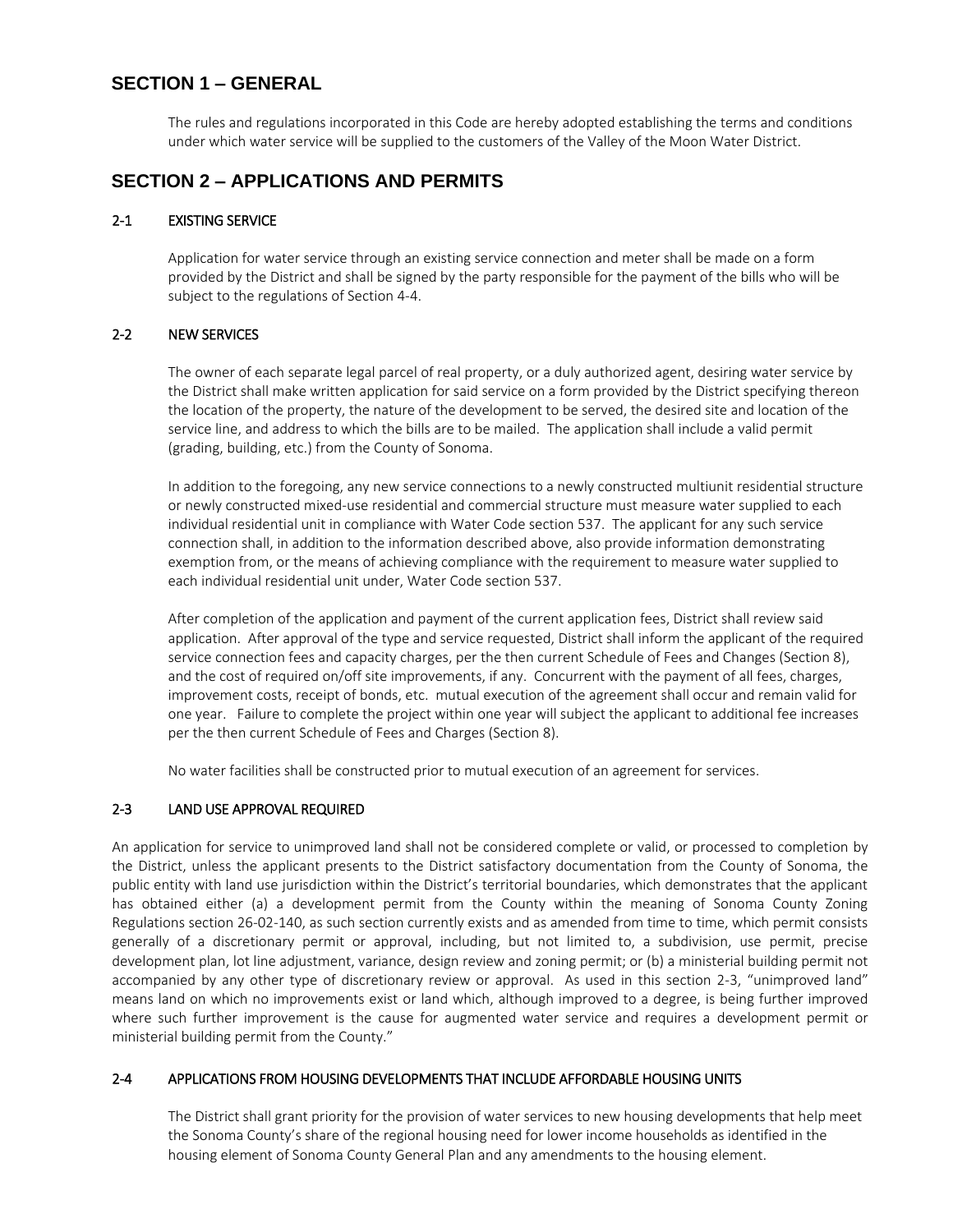## SECTION 1 – GENERAL

The rules and regulations incorporated in this Code are hereby adopted establishing the terms and conditions under which water service will be supplied to the customers of the Valley of the Moon Water District.

## SECTION 2 – APPLICATIONS AND PERMITS

### 2-1 EXISTING SERVICE

Application for water service through an existing service connection and meter shall be made on a form provided by the District and shall be signed by the party responsible for the payment of the bills who will be subject to the regulations of Section 4-4.

### 2-2 NEW SERVICES

The owner of each separate legal parcel of real property, or a duly authorized agent, desiring water service by the District shall make written application for said service on a form provided by the District specifying thereon the location of the property, the nature of the development to be served, the desired site and location of the service line, and address to which the bills are to be mailed. The application shall include a valid permit (grading, building, etc.) from the County of Sonoma.

In addition to the foregoing, any new service connections to a newly constructed multiunit residential structure or newly constructed mixed-use residential and commercial structure must measure water supplied to each individual residential unit in compliance with Water Code section 537. The applicant for any such service connection shall, in addition to the information described above, also provide information demonstrating exemption from, or the means of achieving compliance with the requirement to measure water supplied to each individual residential unit under, Water Code section 537.

After completion of the application and payment of the current application fees, District shall review said application. After approval of the type and service requested, District shall inform the applicant of the required service connection fees and capacity charges, per the then current Schedule of Fees and Changes (Section 8), and the cost of required on/off site improvements, if any. Concurrent with the payment of all fees, charges, improvement costs, receipt of bonds, etc. mutual execution of the agreement shall occur and remain valid for one year. Failure to complete the project within one year will subject the applicant to additional fee increases per the then current Schedule of Fees and Charges (Section 8).

No water facilities shall be constructed prior to mutual execution of an agreement for services.

### 2-3 LAND USE APPROVAL REQUIRED

An application for service to unimproved land shall not be considered complete or valid, or processed to completion by the District, unless the applicant presents to the District satisfactory documentation from the County of Sonoma, the public entity with land use jurisdiction within the District's territorial boundaries, which demonstrates that the applicant has obtained either (a) a development permit from the County within the meaning of Sonoma County Zoning Regulations section 26-02-140, as such section currently exists and as amended from time to time, which permit consists generally of a discretionary permit or approval, including, but not limited to, a subdivision, use permit, precise development plan, lot line adjustment, variance, design review and zoning permit; or (b) a ministerial building permit not accompanied by any other type of discretionary review or approval. As used in this section 2-3, "unimproved land" means land on which no improvements exist or land which, although improved to a degree, is being further improved where such further improvement is the cause for augmented water service and requires a development permit or ministerial building permit from the County."

### 2-4 APPLICATIONS FROM HOUSING DEVELOPMENTS THAT INCLUDE AFFORDABLE HOUSING UNITS

The District shall grant priority for the provision of water services to new housing developments that help meet the Sonoma County's share of the regional housing need for lower income households as identified in the housing element of Sonoma County General Plan and any amendments to the housing element.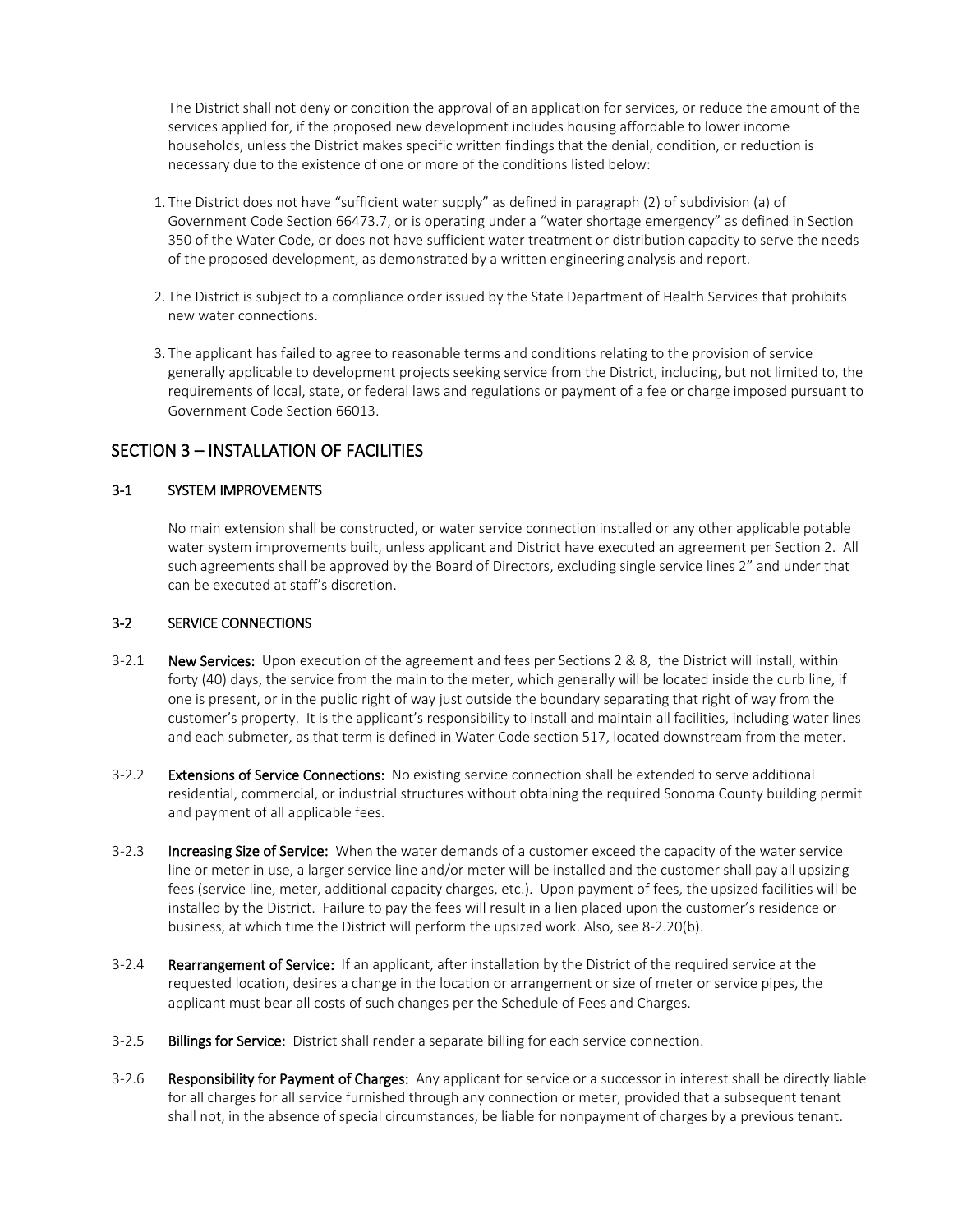The District shall not deny or condition the approval of an application for services, or reduce the amount of the services applied for, if the proposed new development includes housing affordable to lower income households, unless the District makes specific written findings that the denial, condition, or reduction is necessary due to the existence of one or more of the conditions listed below:

1. The District does not have "sufficient water supply" as defined in paragraph (2) of subdivision (a) of Government Code Section 66473.7, or is operating under a "water shortage emergency" as defined in Section 350 of the Water Code, or does not have sufficient water treatment or distribution capacity to serve the needs of the proposed development, as demonstrated by a written engineering analysis and report.

2. The District is subject to a compliance order issued by the State Department of Health Services that prohibits new water connections.

3. The applicant has failed to agree to reasonable terms and conditions relating to the provision of service generally applicable to development projects seeking service from the District, including, but not limited to, the requirements of local, state, or federal laws and regulations or payment of a fee or charge imposed pursuant to Government Code Section 66013.

## SECTION 3 – INSTALLATION OF FACILITIES

### 3-1 SYSTEM IMPROVEMENTS

No main extension shall be constructed, or water service connection installed or any other applicable potable water system improvements built, unless applicant and District have executed an agreement per Section 2. All such agreements shall be approved by the Board of Directors, excluding single service lines 2" and under that can be executed at staff's discretion.

### 3-2 SERVICE CONNECTIONS

3-2.1 **New Services:** Upon execution of the agreement and fees per Sections 2 & 8, the District will install, within forty (40) days, the service from the main to the meter, which generally will be located inside the curb line, if one is present, or in the public right of way just outside the boundary separating that right of way from the customer's property. It is the applicant's responsibility to install and maintain all facilities, including water lines and each submeter, as that term is defined in Water Code section 517, located downstream from the meter.

3-2.2 **Extensions of Service Connections:** No existing service connection shall be extended to serve additional residential, commercial, or industrial structures without obtaining the required Sonoma County building permit and payment of all applicable fees.

3-2.3 **Increasing Size of Service:** When the water demands of a customer exceed the capacity of the water service line or meter in use, a larger service line and/or meter will be installed and the customer shall pay all upsizing fees (service line, meter, additional capacity charges, etc.). Upon payment of fees, the upsized facilities will be installed by the District. Failure to pay the fees will result in a lien placed upon the customer's residence or business, at which time the District will perform the upsized work. Also, see 8-2.20(b).

3-2.4 **Rearrangement of Service:** If an applicant, after installation by the District of the required service at the requested location, desires a change in the location or arrangement or size of meter or service pipes, the applicant must bear all costs of such changes per the Schedule of Fees and Charges.

3-2.5 **Billings for Service:** District shall render a separate billing for each service connection.

3-2.6 **Responsibility for Payment of Charges:** Any applicant for service or a successor in interest shall be directly liable for all charges for all service furnished through any connection or meter, provided that a subsequent tenant shall not, in the absence of special circumstances, be liable for nonpayment of charges by a previous tenant.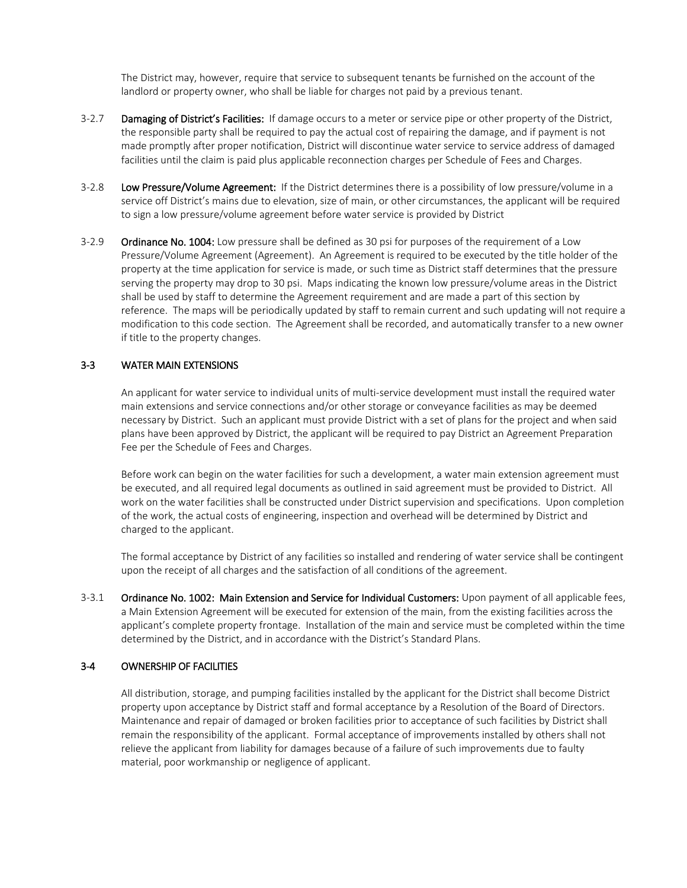The District may, however, require that service to subsequent tenants be furnished on the account of the landlord or property owner, who shall be liable for charges not paid by a previous tenant.

3-2.7 **Damaging of District's Facilities:** If damage occurs to a meter or service pipe or other property of the District, the responsible party shall be required to pay the actual cost of repairing the damage, and if payment is not made promptly after proper notification, District will discontinue water service to service address of damaged facilities until the claim is paid plus applicable reconnection charges per Schedule of Fees and Charges.

3-2.8 **Low Pressure/Volume Agreement:** If the District determines there is a possibility of low pressure/volume in a service off District's mains due to elevation, size of main, or other circumstances, the applicant will be required to sign a low pressure/volume agreement before water service is provided by District

3-2.9 **Ordinance No. 1004:** Low pressure shall be defined as 30 psi for purposes of the requirement of a Low Pressure/Volume Agreement (Agreement). An Agreement is required to be executed by the title holder of the property at the time application for service is made, or such time as District staff determines that the pressure serving the property may drop to 30 psi. Maps indicating the known low pressure/volume areas in the District shall be used by staff to determine the Agreement requirement and are made a part of this section by reference. The maps will be periodically updated by staff to remain current and such updating will not require a modification to this code section. The Agreement shall be recorded, and automatically transfer to a new owner if title to the property changes.

## 3-3 WATER MAIN EXTENSIONS

An applicant for water service to individual units of multi-service development must install the required water main extensions and service connections and/or other storage or conveyance facilities as may be deemed necessary by District. Such an applicant must provide District with a set of plans for the project and when said plans have been approved by District, the applicant will be required to pay District an Agreement Preparation Fee per the Schedule of Fees and Charges.

Before work can begin on the water facilities for such a development, a water main extension agreement must be executed, and all required legal documents as outlined in said agreement must be provided to District. All work on the water facilities shall be constructed under District supervision and specifications. Upon completion of the work, the actual costs of engineering, inspection and overhead will be determined by District and charged to the applicant.

The formal acceptance by District of any facilities so installed and rendering of water service shall be contingent upon the receipt of all charges and the satisfaction of all conditions of the agreement.

3-3.1 **Ordinance No. 1002: Main Extension and Service for Individual Customers:** Upon payment of all applicable fees, a Main Extension Agreement will be executed for extension of the main, from the existing facilities across the applicant's complete property frontage. Installation of the main and service must be completed within the time determined by the District, and in accordance with the District's Standard Plans.

## 3-4 OWNERSHIP OF FACILITIES

All distribution, storage, and pumping facilities installed by the applicant for the District shall become District property upon acceptance by District staff and formal acceptance by a Resolution of the Board of Directors. Maintenance and repair of damaged or broken facilities prior to acceptance of such facilities by District shall remain the responsibility of the applicant. Formal acceptance of improvements installed by others shall not relieve the applicant from liability for damages because of a failure of such improvements due to faulty material, poor workmanship or negligence of applicant.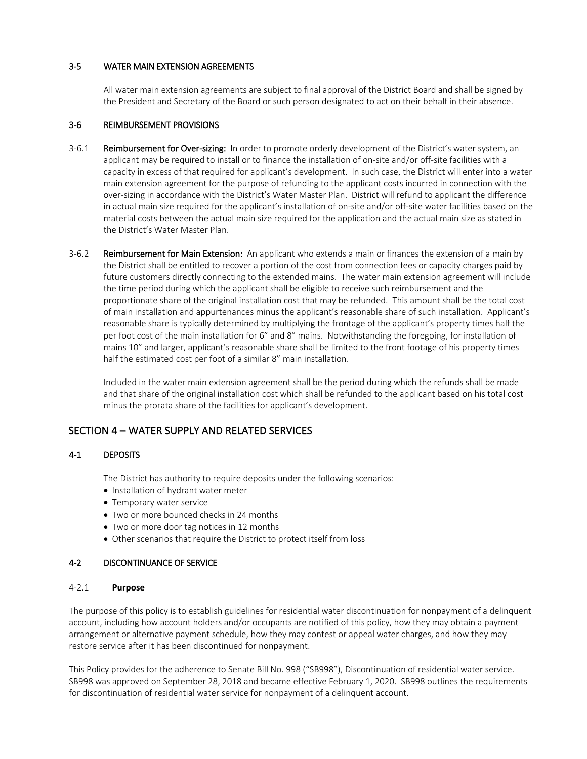### 3-5 WATER MAIN EXTENSION AGREEMENTS

All water main extension agreements are subject to final approval of the District Board and shall be signed by the President and Secretary of the Board or such person designated to act on their behalf in their absence.

### 3-6 REIMBURSEMENT PROVISIONS

3-6.1 **Reimbursement for Over-sizing:** In order to promote orderly development of the District's water system, an applicant may be required to install or to finance the installation of on-site and/or off-site facilities with a capacity in excess of that required for applicant's development. In such case, the District will enter into a water main extension agreement for the purpose of refunding to the applicant costs incurred in connection with the over-sizing in accordance with the District's Water Master Plan. District will refund to applicant the difference in actual main size required for the applicant's installation of on-site and/or off-site water facilities based on the material costs between the actual main size required for the application and the actual main size as stated in the District's Water Master Plan.

3-6.2 **Reimbursement for Main Extension:** An applicant who extends a main or finances the extension of a main by the District shall be entitled to recover a portion of the cost from connection fees or capacity charges paid by future customers directly connecting to the extended mains. The water main extension agreement will include the time period during which the applicant shall be eligible to receive such reimbursement and the proportionate share of the original installation cost that may be refunded. This amount shall be the total cost of main installation and appurtenances minus the applicant's reasonable share of such installation. Applicant's reasonable share is typically determined by multiplying the frontage of the applicant's property times half the per foot cost of the main installation for 6" and 8" mains. Notwithstanding the foregoing, for installation of mains 10" and larger, applicant's reasonable share shall be limited to the front footage of his property times half the estimated cost per foot of a similar 8" main installation.

Included in the water main extension agreement shall be the period during which the refunds shall be made and that share of the original installation cost which shall be refunded to the applicant based on his total cost minus the prorata share of the facilities for applicant's development.

## SECTION 4 – WATER SUPPLY AND RELATED SERVICES

### 4-1 DEPOSITS

The District has authority to require deposits under the following scenarios:

- Installation of hydrant water meter
- Temporary water service
- Two or more bounced checks in 24 months
- Two or more door tag notices in 12 months
- Other scenarios that require the District to protect itself from loss

### 4-2 DISCONTINUANCE OF SERVICE

#### 4-2.1 **Purpose**

The purpose of this policy is to establish guidelines for residential water discontinuation for nonpayment of a delinquent account, including how account holders and/or occupants are notified of this policy, how they may obtain a payment arrangement or alternative payment schedule, how they may contest or appeal water charges, and how they may restore service after it has been discontinued for nonpayment.

This Policy provides for the adherence to Senate Bill No. 998 ("SB998"), Discontinuation of residential water service. SB998 was approved on September 28, 2018 and became effective February 1, 2020. SB998 outlines the requirements for discontinuation of residential water service for nonpayment of a delinquent account.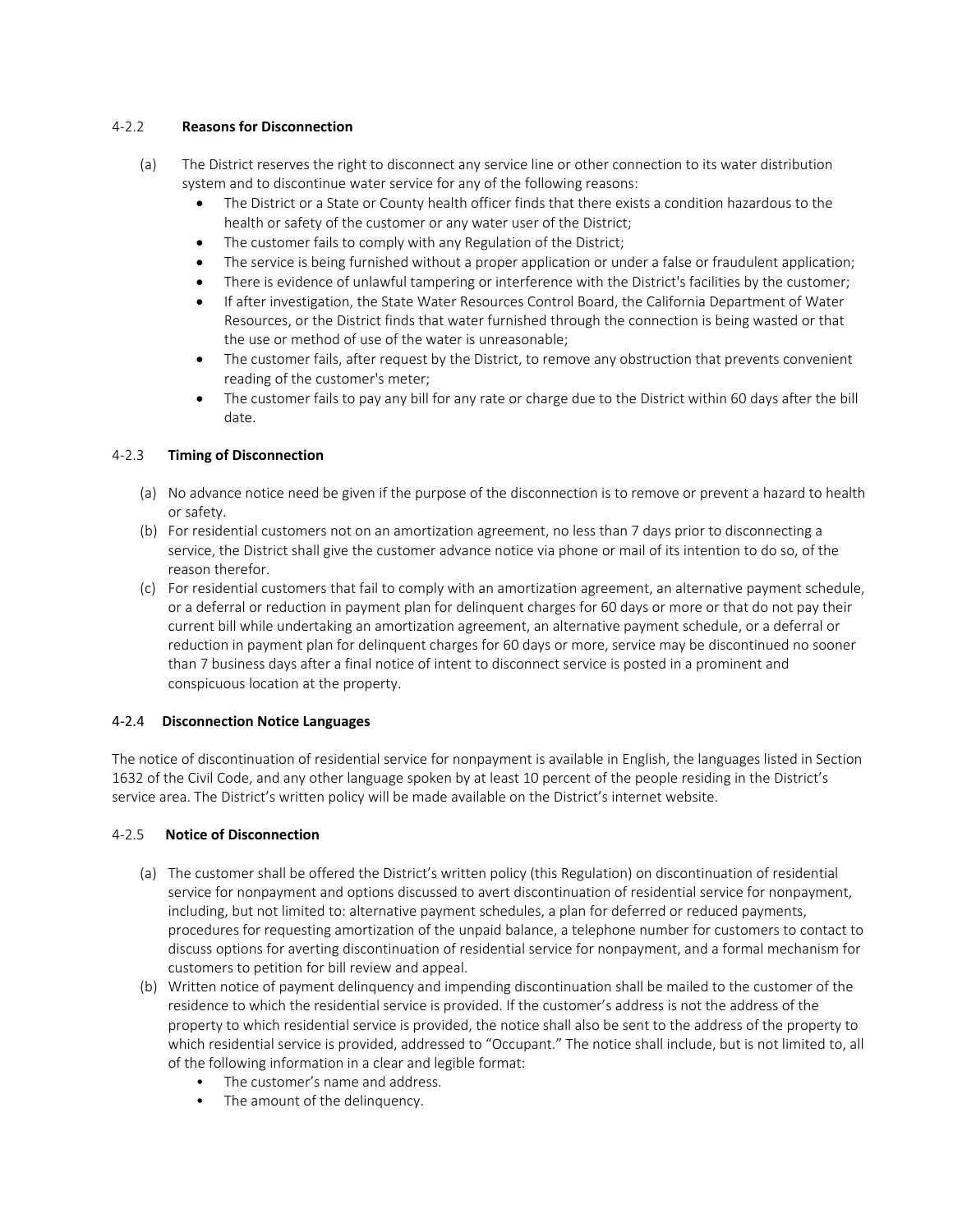4-2.2 **Reasons for Disconnection**

(a) The District reserves the right to disconnect any service line or other connection to its water distribution system and to discontinue water service for any of the following reasons:
- The District or a State or County health officer finds that there exists a condition hazardous to the health or safety of the customer or any water user of the District;
- The customer fails to comply with any Regulation of the District;
- The service is being furnished without a proper application or under a false or fraudulent application;
- There is evidence of unlawful tampering or interference with the District's facilities by the customer;
- If after investigation, the State Water Resources Control Board, the California Department of Water Resources, or the District finds that water furnished through the connection is being wasted or that the use or method of use of the water is unreasonable;
- The customer fails, after request by the District, to remove any obstruction that prevents convenient reading of the customer's meter;
- The customer fails to pay any bill for any rate or charge due to the District within 60 days after the bill date.

4-2.3 **Timing of Disconnection**

(a) No advance notice need be given if the purpose of the disconnection is to remove or prevent a hazard to health or safety.

(b) For residential customers not on an amortization agreement, no less than 7 days prior to disconnecting a service, the District shall give the customer advance notice via phone or mail of its intention to do so, of the reason therefor.

(c) For residential customers that fail to comply with an amortization agreement, an alternative payment schedule, or a deferral or reduction in payment plan for delinquent charges for 60 days or more or that do not pay their current bill while undertaking an amortization agreement, an alternative payment schedule, or a deferral or reduction in payment plan for delinquent charges for 60 days or more, service may be discontinued no sooner than 7 business days after a final notice of intent to disconnect service is posted in a prominent and conspicuous location at the property.

**4-2.4 Disconnection Notice Languages**

The notice of discontinuation of residential service for nonpayment is available in English, the languages listed in Section 1632 of the Civil Code, and any other language spoken by at least 10 percent of the people residing in the District's service area. The District's written policy will be made available on the District's internet website.

4-2.5 **Notice of Disconnection**

(a) The customer shall be offered the District's written policy (this Regulation) on discontinuation of residential service for nonpayment and options discussed to avert discontinuation of residential service for nonpayment, including, but not limited to: alternative payment schedules, a plan for deferred or reduced payments, procedures for requesting amortization of the unpaid balance, a telephone number for customers to contact to discuss options for averting discontinuation of residential service for nonpayment, and a formal mechanism for customers to petition for bill review and appeal.

(b) Written notice of payment delinquency and impending discontinuation shall be mailed to the customer of the residence to which the residential service is provided. If the customer's address is not the address of the property to which residential service is provided, the notice shall also be sent to the address of the property to which residential service is provided, addressed to "Occupant." The notice shall include, but is not limited to, all of the following information in a clear and legible format:
- The customer's name and address.
- The amount of the delinquency.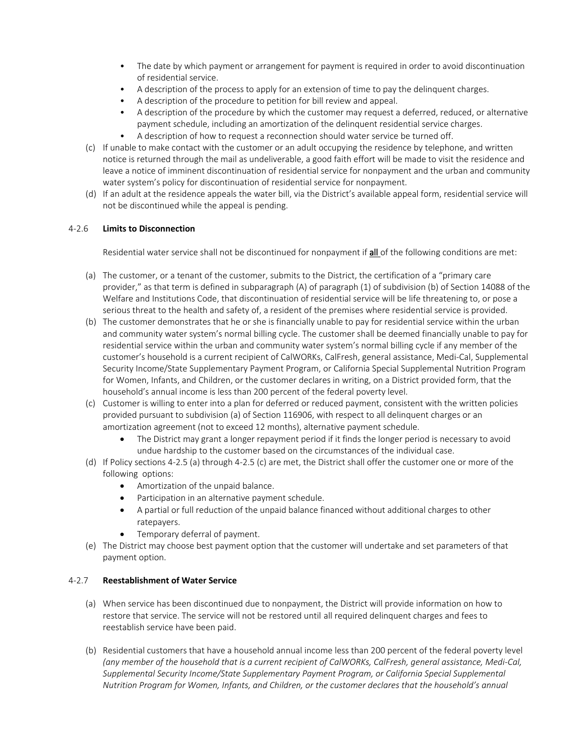- The date by which payment or arrangement for payment is required in order to avoid discontinuation of residential service.
- A description of the process to apply for an extension of time to pay the delinquent charges.
- A description of the procedure to petition for bill review and appeal.
- A description of the procedure by which the customer may request a deferred, reduced, or alternative payment schedule, including an amortization of the delinquent residential service charges.
- A description of how to request a reconnection should water service be turned off.

(c) If unable to make contact with the customer or an adult occupying the residence by telephone, and written notice is returned through the mail as undeliverable, a good faith effort will be made to visit the residence and leave a notice of imminent discontinuation of residential service for nonpayment and the urban and community water system's policy for discontinuation of residential service for nonpayment.

(d) If an adult at the residence appeals the water bill, via the District's available appeal form, residential service will not be discontinued while the appeal is pending.

### 4-2.6 **Limits to Disconnection**

Residential water service shall not be discontinued for nonpayment if **<u>all</u>** of the following conditions are met:

(a) The customer, or a tenant of the customer, submits to the District, the certification of a "primary care provider," as that term is defined in subparagraph (A) of paragraph (1) of subdivision (b) of Section 14088 of the Welfare and Institutions Code, that discontinuation of residential service will be life threatening to, or pose a serious threat to the health and safety of, a resident of the premises where residential service is provided.

(b) The customer demonstrates that he or she is financially unable to pay for residential service within the urban and community water system's normal billing cycle. The customer shall be deemed financially unable to pay for residential service within the urban and community water system's normal billing cycle if any member of the customer's household is a current recipient of CalWORKs, CalFresh, general assistance, Medi-Cal, Supplemental Security Income/State Supplementary Payment Program, or California Special Supplemental Nutrition Program for Women, Infants, and Children, or the customer declares in writing, on a District provided form, that the household's annual income is less than 200 percent of the federal poverty level.

(c) Customer is willing to enter into a plan for deferred or reduced payment, consistent with the written policies provided pursuant to subdivision (a) of Section 116906, with respect to all delinquent charges or an amortization agreement (not to exceed 12 months), alternative payment schedule.
   - The District may grant a longer repayment period if it finds the longer period is necessary to avoid undue hardship to the customer based on the circumstances of the individual case.

(d) If Policy sections 4-2.5 (a) through 4-2.5 (c) are met, the District shall offer the customer one or more of the following options:
   - Amortization of the unpaid balance.
   - Participation in an alternative payment schedule.
   - A partial or full reduction of the unpaid balance financed without additional charges to other ratepayers.
   - Temporary deferral of payment.

(e) The District may choose best payment option that the customer will undertake and set parameters of that payment option.

### 4-2.7 **Reestablishment of Water Service**

(a) When service has been discontinued due to nonpayment, the District will provide information on how to restore that service. The service will not be restored until all required delinquent charges and fees to reestablish service have been paid.

(b) Residential customers that have a household annual income less than 200 percent of the federal poverty level *(any member of the household that is a current recipient of CalWORKs, CalFresh, general assistance, Medi-Cal, Supplemental Security Income/State Supplementary Payment Program, or California Special Supplemental Nutrition Program for Women, Infants, and Children, or the customer declares that the household's annual*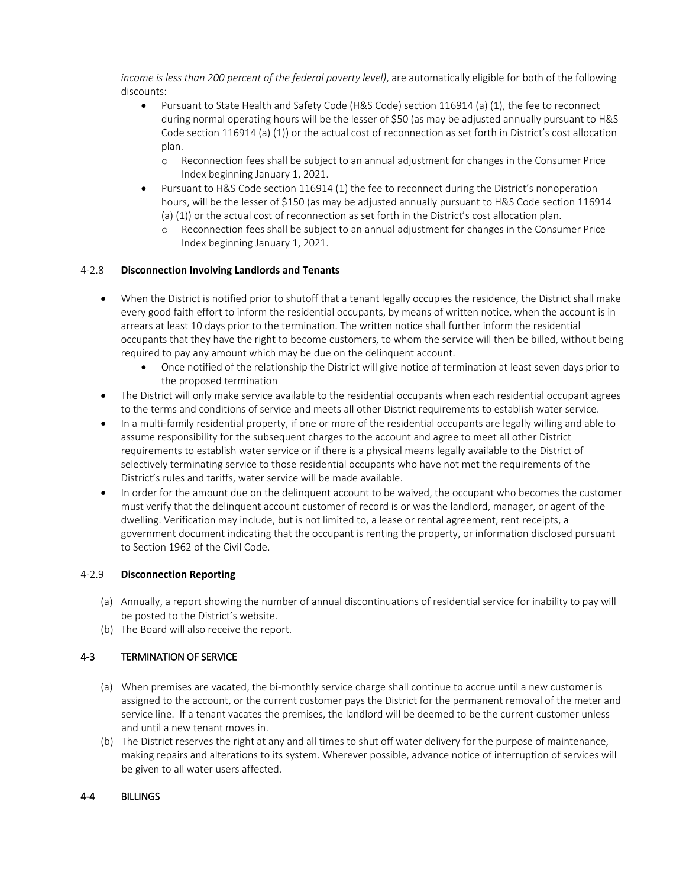*income is less than 200 percent of the federal poverty level)*, are automatically eligible for both of the following discounts:

- Pursuant to State Health and Safety Code (H&S Code) section 116914 (a) (1), the fee to reconnect during normal operating hours will be the lesser of $50 (as may be adjusted annually pursuant to H&S Code section 116914 (a) (1)) or the actual cost of reconnection as set forth in District's cost allocation plan.
  - Reconnection fees shall be subject to an annual adjustment for changes in the Consumer Price Index beginning January 1, 2021.
- Pursuant to H&S Code section 116914 (1) the fee to reconnect during the District's nonoperation hours, will be the lesser of $150 (as may be adjusted annually pursuant to H&S Code section 116914 (a) (1)) or the actual cost of reconnection as set forth in the District's cost allocation plan.
  - Reconnection fees shall be subject to an annual adjustment for changes in the Consumer Price Index beginning January 1, 2021.

#### 4-2.8 **Disconnection Involving Landlords and Tenants**

- When the District is notified prior to shutoff that a tenant legally occupies the residence, the District shall make every good faith effort to inform the residential occupants, by means of written notice, when the account is in arrears at least 10 days prior to the termination. The written notice shall further inform the residential occupants that they have the right to become customers, to whom the service will then be billed, without being required to pay any amount which may be due on the delinquent account.
  - Once notified of the relationship the District will give notice of termination at least seven days prior to the proposed termination
- The District will only make service available to the residential occupants when each residential occupant agrees to the terms and conditions of service and meets all other District requirements to establish water service.
- In a multi-family residential property, if one or more of the residential occupants are legally willing and able to assume responsibility for the subsequent charges to the account and agree to meet all other District requirements to establish water service or if there is a physical means legally available to the District of selectively terminating service to those residential occupants who have not met the requirements of the District's rules and tariffs, water service will be made available.
- In order for the amount due on the delinquent account to be waived, the occupant who becomes the customer must verify that the delinquent account customer of record is or was the landlord, manager, or agent of the dwelling. Verification may include, but is not limited to, a lease or rental agreement, rent receipts, a government document indicating that the occupant is renting the property, or information disclosed pursuant to Section 1962 of the Civil Code.

#### 4-2.9 **Disconnection Reporting**

(a) Annually, a report showing the number of annual discontinuations of residential service for inability to pay will be posted to the District's website.
(b) The Board will also receive the report.

## 4-3 TERMINATION OF SERVICE

(a) When premises are vacated, the bi-monthly service charge shall continue to accrue until a new customer is assigned to the account, or the current customer pays the District for the permanent removal of the meter and service line. If a tenant vacates the premises, the landlord will be deemed to be the current customer unless and until a new tenant moves in.
(b) The District reserves the right at any and all times to shut off water delivery for the purpose of maintenance, making repairs and alterations to its system. Wherever possible, advance notice of interruption of services will be given to all water users affected.

## 4-4 BILLINGS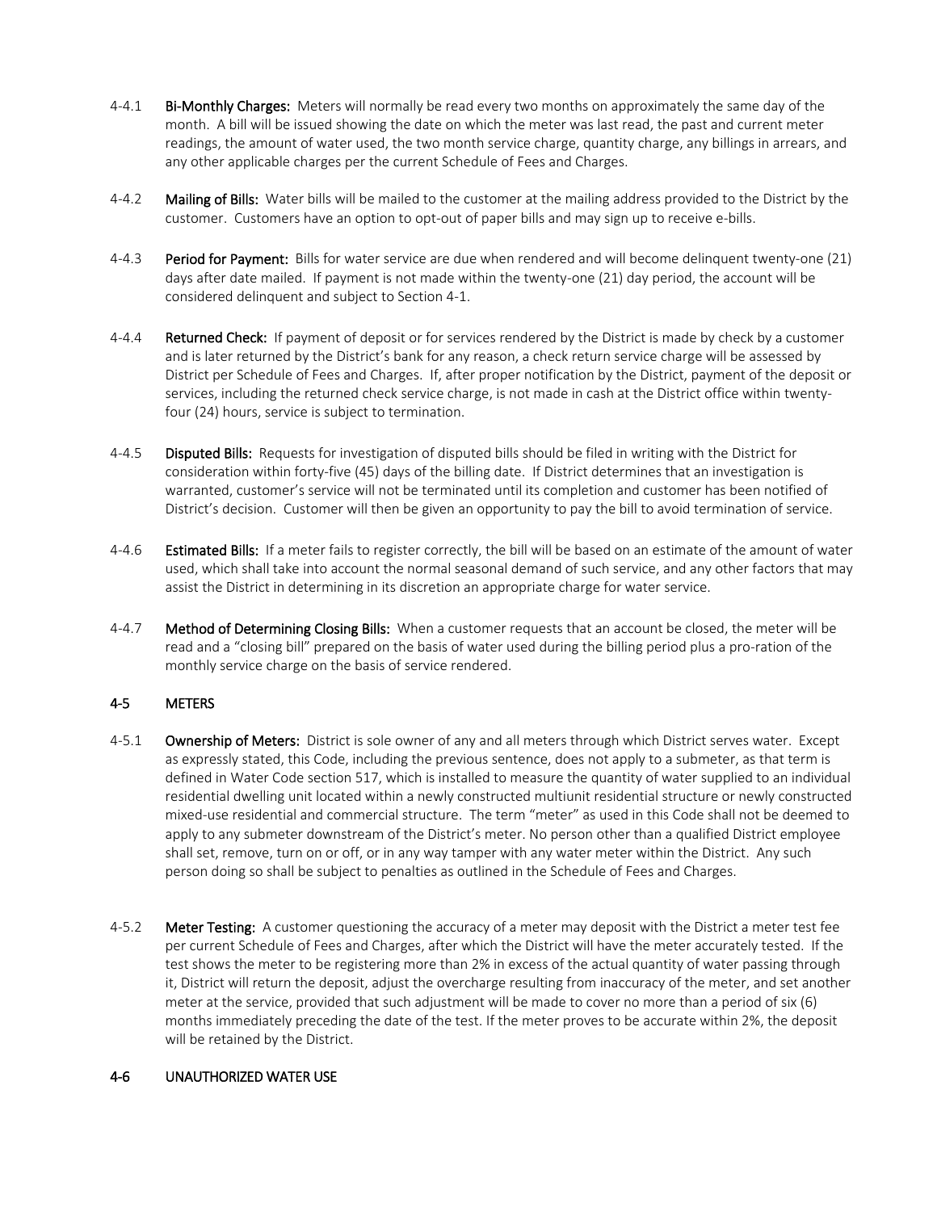4-4.1 **Bi-Monthly Charges:** Meters will normally be read every two months on approximately the same day of the month. A bill will be issued showing the date on which the meter was last read, the past and current meter readings, the amount of water used, the two month service charge, quantity charge, any billings in arrears, and any other applicable charges per the current Schedule of Fees and Charges.

4-4.2 **Mailing of Bills:** Water bills will be mailed to the customer at the mailing address provided to the District by the customer. Customers have an option to opt-out of paper bills and may sign up to receive e-bills.

4-4.3 **Period for Payment:** Bills for water service are due when rendered and will become delinquent twenty-one (21) days after date mailed. If payment is not made within the twenty-one (21) day period, the account will be considered delinquent and subject to Section 4-1.

4-4.4 **Returned Check:** If payment of deposit or for services rendered by the District is made by check by a customer and is later returned by the District's bank for any reason, a check return service charge will be assessed by District per Schedule of Fees and Charges. If, after proper notification by the District, payment of the deposit or services, including the returned check service charge, is not made in cash at the District office within twenty-four (24) hours, service is subject to termination.

4-4.5 **Disputed Bills:** Requests for investigation of disputed bills should be filed in writing with the District for consideration within forty-five (45) days of the billing date. If District determines that an investigation is warranted, customer's service will not be terminated until its completion and customer has been notified of District's decision. Customer will then be given an opportunity to pay the bill to avoid termination of service.

4-4.6 **Estimated Bills:** If a meter fails to register correctly, the bill will be based on an estimate of the amount of water used, which shall take into account the normal seasonal demand of such service, and any other factors that may assist the District in determining in its discretion an appropriate charge for water service.

4-4.7 **Method of Determining Closing Bills:** When a customer requests that an account be closed, the meter will be read and a "closing bill" prepared on the basis of water used during the billing period plus a pro-ration of the monthly service charge on the basis of service rendered.

## 4-5 METERS

4-5.1 **Ownership of Meters:** District is sole owner of any and all meters through which District serves water. Except as expressly stated, this Code, including the previous sentence, does not apply to a submeter, as that term is defined in Water Code section 517, which is installed to measure the quantity of water supplied to an individual residential dwelling unit located within a newly constructed multiunit residential structure or newly constructed mixed-use residential and commercial structure. The term "meter" as used in this Code shall not be deemed to apply to any submeter downstream of the District's meter. No person other than a qualified District employee shall set, remove, turn on or off, or in any way tamper with any water meter within the District. Any such person doing so shall be subject to penalties as outlined in the Schedule of Fees and Charges.

4-5.2 **Meter Testing:** A customer questioning the accuracy of a meter may deposit with the District a meter test fee per current Schedule of Fees and Charges, after which the District will have the meter accurately tested. If the test shows the meter to be registering more than 2% in excess of the actual quantity of water passing through it, District will return the deposit, adjust the overcharge resulting from inaccuracy of the meter, and set another meter at the service, provided that such adjustment will be made to cover no more than a period of six (6) months immediately preceding the date of the test. If the meter proves to be accurate within 2%, the deposit will be retained by the District.

## 4-6 UNAUTHORIZED WATER USE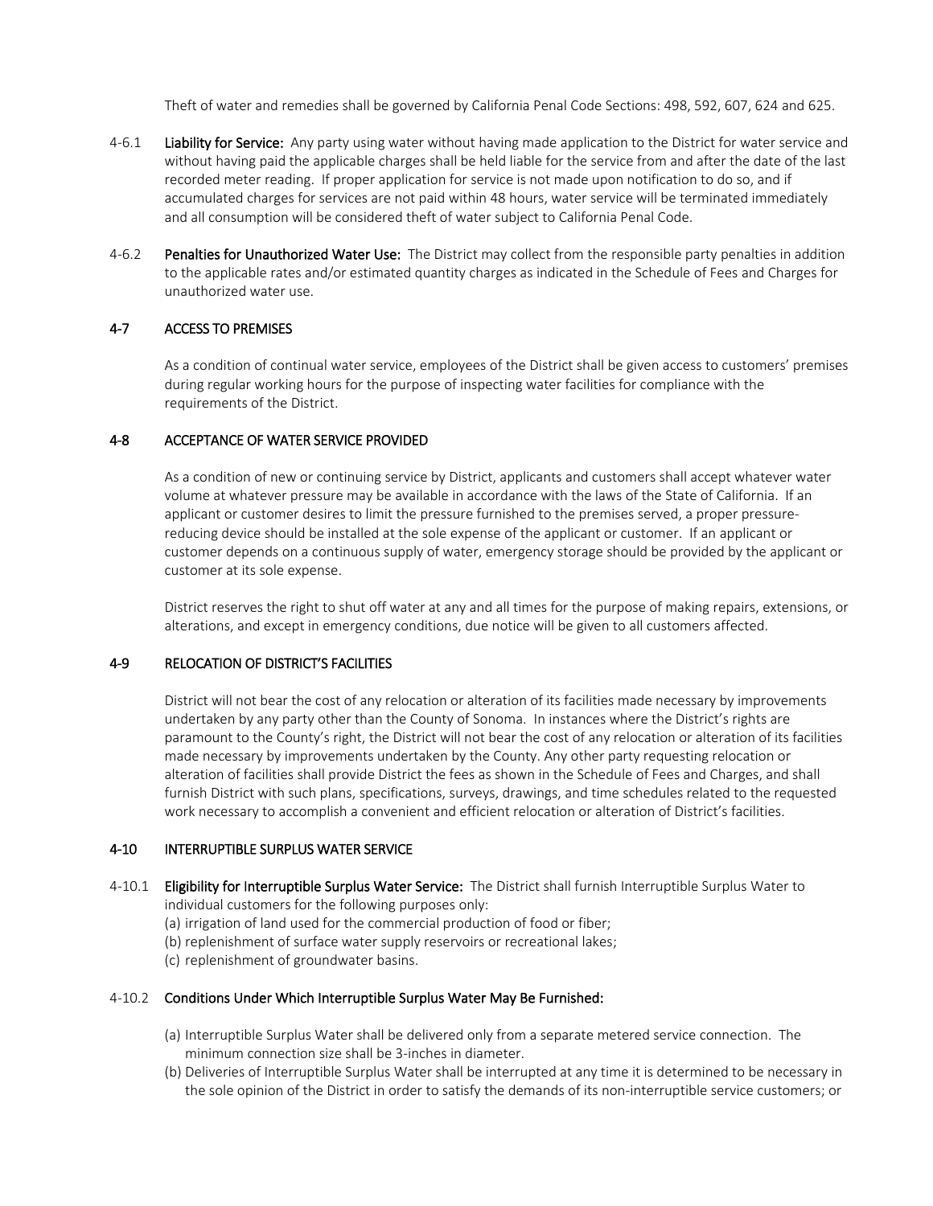Theft of water and remedies shall be governed by California Penal Code Sections: 498, 592, 607, 624 and 625.

4-6.1 **Liability for Service:** Any party using water without having made application to the District for water service and without having paid the applicable charges shall be held liable for the service from and after the date of the last recorded meter reading. If proper application for service is not made upon notification to do so, and if accumulated charges for services are not paid within 48 hours, water service will be terminated immediately and all consumption will be considered theft of water subject to California Penal Code.

4-6.2 **Penalties for Unauthorized Water Use:** The District may collect from the responsible party penalties in addition to the applicable rates and/or estimated quantity charges as indicated in the Schedule of Fees and Charges for unauthorized water use.

### 4-7 ACCESS TO PREMISES

As a condition of continual water service, employees of the District shall be given access to customers' premises during regular working hours for the purpose of inspecting water facilities for compliance with the requirements of the District.

### 4-8 ACCEPTANCE OF WATER SERVICE PROVIDED

As a condition of new or continuing service by District, applicants and customers shall accept whatever water volume at whatever pressure may be available in accordance with the laws of the State of California. If an applicant or customer desires to limit the pressure furnished to the premises served, a proper pressure-reducing device should be installed at the sole expense of the applicant or customer. If an applicant or customer depends on a continuous supply of water, emergency storage should be provided by the applicant or customer at its sole expense.

District reserves the right to shut off water at any and all times for the purpose of making repairs, extensions, or alterations, and except in emergency conditions, due notice will be given to all customers affected.

### 4-9 RELOCATION OF DISTRICT'S FACILITIES

District will not bear the cost of any relocation or alteration of its facilities made necessary by improvements undertaken by any party other than the County of Sonoma. In instances where the District's rights are paramount to the County's right, the District will not bear the cost of any relocation or alteration of its facilities made necessary by improvements undertaken by the County. Any other party requesting relocation or alteration of facilities shall provide District the fees as shown in the Schedule of Fees and Charges, and shall furnish District with such plans, specifications, surveys, drawings, and time schedules related to the requested work necessary to accomplish a convenient and efficient relocation or alteration of District's facilities.

### 4-10 INTERRUPTIBLE SURPLUS WATER SERVICE

4-10.1 **Eligibility for Interruptible Surplus Water Service:** The District shall furnish Interruptible Surplus Water to individual customers for the following purposes only:

(a) irrigation of land used for the commercial production of food or fiber;
(b) replenishment of surface water supply reservoirs or recreational lakes;
(c) replenishment of groundwater basins.

4-10.2 **Conditions Under Which Interruptible Surplus Water May Be Furnished:**

(a) Interruptible Surplus Water shall be delivered only from a separate metered service connection. The minimum connection size shall be 3-inches in diameter.
(b) Deliveries of Interruptible Surplus Water shall be interrupted at any time it is determined to be necessary in the sole opinion of the District in order to satisfy the demands of its non-interruptible service customers; or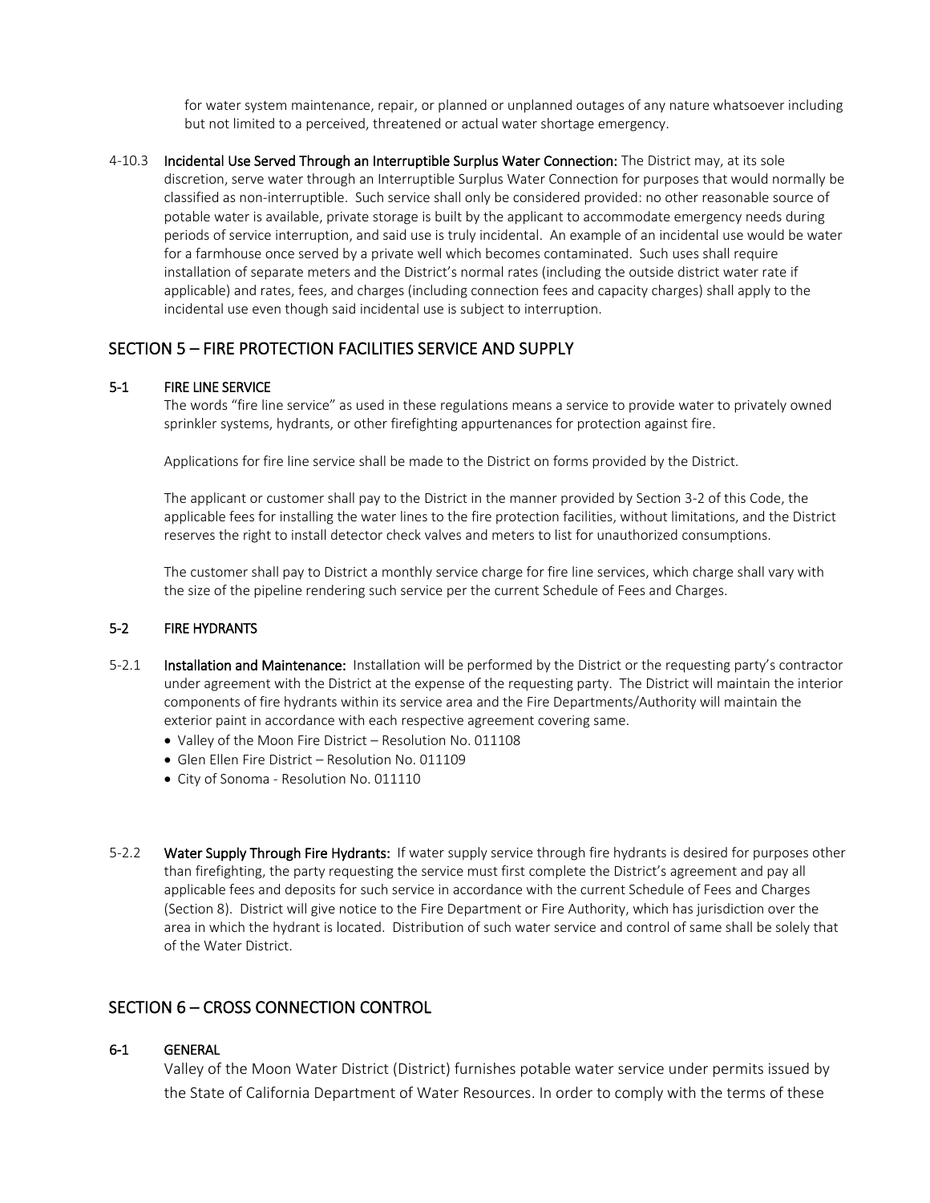for water system maintenance, repair, or planned or unplanned outages of any nature whatsoever including but not limited to a perceived, threatened or actual water shortage emergency.

4-10.3 **Incidental Use Served Through an Interruptible Surplus Water Connection:** The District may, at its sole discretion, serve water through an Interruptible Surplus Water Connection for purposes that would normally be classified as non-interruptible. Such service shall only be considered provided: no other reasonable source of potable water is available, private storage is built by the applicant to accommodate emergency needs during periods of service interruption, and said use is truly incidental. An example of an incidental use would be water for a farmhouse once served by a private well which becomes contaminated. Such uses shall require installation of separate meters and the District's normal rates (including the outside district water rate if applicable) and rates, fees, and charges (including connection fees and capacity charges) shall apply to the incidental use even though said incidental use is subject to interruption.

## SECTION 5 – FIRE PROTECTION FACILITIES SERVICE AND SUPPLY

### 5-1 FIRE LINE SERVICE

The words "fire line service" as used in these regulations means a service to provide water to privately owned sprinkler systems, hydrants, or other firefighting appurtenances for protection against fire.

Applications for fire line service shall be made to the District on forms provided by the District.

The applicant or customer shall pay to the District in the manner provided by Section 3-2 of this Code, the applicable fees for installing the water lines to the fire protection facilities, without limitations, and the District reserves the right to install detector check valves and meters to list for unauthorized consumptions.

The customer shall pay to District a monthly service charge for fire line services, which charge shall vary with the size of the pipeline rendering such service per the current Schedule of Fees and Charges.

### 5-2 FIRE HYDRANTS

5-2.1 **Installation and Maintenance:** Installation will be performed by the District or the requesting party's contractor under agreement with the District at the expense of the requesting party. The District will maintain the interior components of fire hydrants within its service area and the Fire Departments/Authority will maintain the exterior paint in accordance with each respective agreement covering same.

- Valley of the Moon Fire District – Resolution No. 011108
- Glen Ellen Fire District – Resolution No. 011109
- City of Sonoma - Resolution No. 011110

5-2.2 **Water Supply Through Fire Hydrants:** If water supply service through fire hydrants is desired for purposes other than firefighting, the party requesting the service must first complete the District's agreement and pay all applicable fees and deposits for such service in accordance with the current Schedule of Fees and Charges (Section 8). District will give notice to the Fire Department or Fire Authority, which has jurisdiction over the area in which the hydrant is located. Distribution of such water service and control of same shall be solely that of the Water District.

## SECTION 6 – CROSS CONNECTION CONTROL

### 6-1 GENERAL

Valley of the Moon Water District (District) furnishes potable water service under permits issued by the State of California Department of Water Resources. In order to comply with the terms of these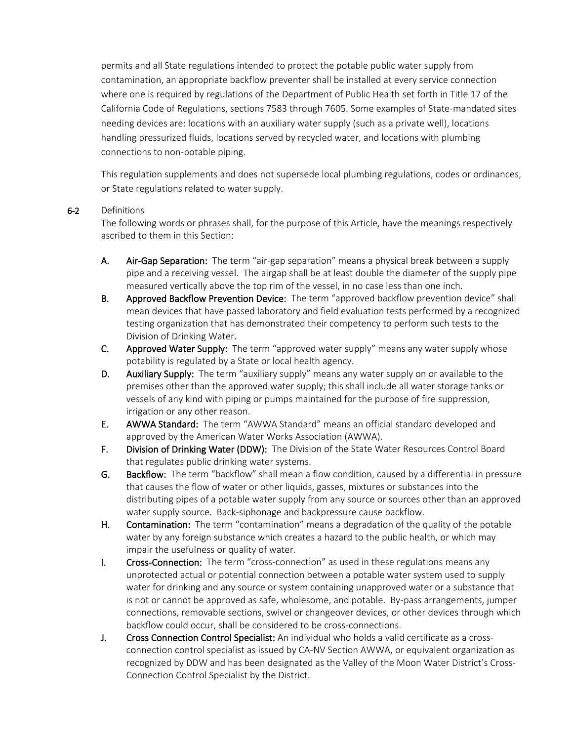permits and all State regulations intended to protect the potable public water supply from contamination, an appropriate backflow preventer shall be installed at every service connection where one is required by regulations of the Department of Public Health set forth in Title 17 of the California Code of Regulations, sections 7583 through 7605. Some examples of State-mandated sites needing devices are: locations with an auxiliary water supply (such as a private well), locations handling pressurized fluids, locations served by recycled water, and locations with plumbing connections to non-potable piping.

This regulation supplements and does not supersede local plumbing regulations, codes or ordinances, or State regulations related to water supply.

**6-2** Definitions

The following words or phrases shall, for the purpose of this Article, have the meanings respectively ascribed to them in this Section:

**A.** **Air-Gap Separation:** The term "air-gap separation" means a physical break between a supply pipe and a receiving vessel. The airgap shall be at least double the diameter of the supply pipe measured vertically above the top rim of the vessel, in no case less than one inch.

**B.** **Approved Backflow Prevention Device:** The term "approved backflow prevention device" shall mean devices that have passed laboratory and field evaluation tests performed by a recognized testing organization that has demonstrated their competency to perform such tests to the Division of Drinking Water.

**C.** **Approved Water Supply:** The term "approved water supply" means any water supply whose potability is regulated by a State or local health agency.

**D.** **Auxiliary Supply:** The term "auxiliary supply" means any water supply on or available to the premises other than the approved water supply; this shall include all water storage tanks or vessels of any kind with piping or pumps maintained for the purpose of fire suppression, irrigation or any other reason.

**E.** **AWWA Standard:** The term "AWWA Standard" means an official standard developed and approved by the American Water Works Association (AWWA).

**F.** **Division of Drinking Water (DDW):** The Division of the State Water Resources Control Board that regulates public drinking water systems.

**G.** **Backflow:** The term "backflow" shall mean a flow condition, caused by a differential in pressure that causes the flow of water or other liquids, gasses, mixtures or substances into the distributing pipes of a potable water supply from any source or sources other than an approved water supply source. Back-siphonage and backpressure cause backflow.

**H.** **Contamination:** The term "contamination" means a degradation of the quality of the potable water by any foreign substance which creates a hazard to the public health, or which may impair the usefulness or quality of water.

**I.** **Cross-Connection:** The term "cross-connection" as used in these regulations means any unprotected actual or potential connection between a potable water system used to supply water for drinking and any source or system containing unapproved water or a substance that is not or cannot be approved as safe, wholesome, and potable. By-pass arrangements, jumper connections, removable sections, swivel or changeover devices, or other devices through which backflow could occur, shall be considered to be cross-connections.

**J.** **Cross Connection Control Specialist:** An individual who holds a valid certificate as a cross-connection control specialist as issued by CA-NV Section AWWA, or equivalent organization as recognized by DDW and has been designated as the Valley of the Moon Water District's Cross-Connection Control Specialist by the District.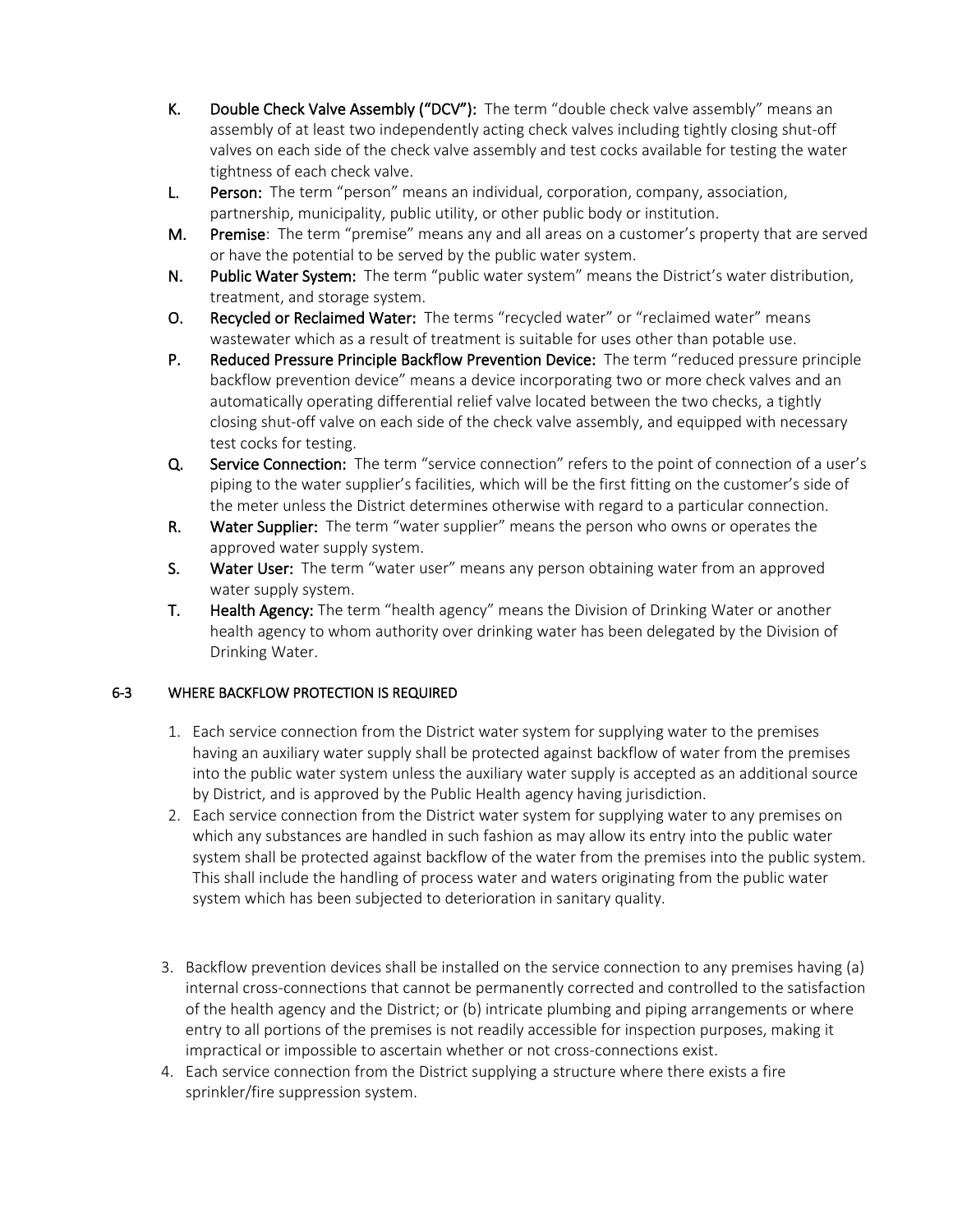K. **Double Check Valve Assembly ("DCV"):** The term "double check valve assembly" means an assembly of at least two independently acting check valves including tightly closing shut-off valves on each side of the check valve assembly and test cocks available for testing the water tightness of each check valve.

L. **Person:** The term "person" means an individual, corporation, company, association, partnership, municipality, public utility, or other public body or institution.

M. **Premise**: The term "premise" means any and all areas on a customer's property that are served or have the potential to be served by the public water system.

N. **Public Water System:** The term "public water system" means the District's water distribution, treatment, and storage system.

O. **Recycled or Reclaimed Water:** The terms "recycled water" or "reclaimed water" means wastewater which as a result of treatment is suitable for uses other than potable use.

P. **Reduced Pressure Principle Backflow Prevention Device:** The term "reduced pressure principle backflow prevention device" means a device incorporating two or more check valves and an automatically operating differential relief valve located between the two checks, a tightly closing shut-off valve on each side of the check valve assembly, and equipped with necessary test cocks for testing.

Q. **Service Connection:** The term "service connection" refers to the point of connection of a user's piping to the water supplier's facilities, which will be the first fitting on the customer's side of the meter unless the District determines otherwise with regard to a particular connection.

R. **Water Supplier:** The term "water supplier" means the person who owns or operates the approved water supply system.

S. **Water User:** The term "water user" means any person obtaining water from an approved water supply system.

T. **Health Agency:** The term "health agency" means the Division of Drinking Water or another health agency to whom authority over drinking water has been delegated by the Division of Drinking Water.

## 6-3 WHERE BACKFLOW PROTECTION IS REQUIRED

1. Each service connection from the District water system for supplying water to the premises having an auxiliary water supply shall be protected against backflow of water from the premises into the public water system unless the auxiliary water supply is accepted as an additional source by District, and is approved by the Public Health agency having jurisdiction.
2. Each service connection from the District water system for supplying water to any premises on which any substances are handled in such fashion as may allow its entry into the public water system shall be protected against backflow of the water from the premises into the public system. This shall include the handling of process water and waters originating from the public water system which has been subjected to deterioration in sanitary quality.
3. Backflow prevention devices shall be installed on the service connection to any premises having (a) internal cross-connections that cannot be permanently corrected and controlled to the satisfaction of the health agency and the District; or (b) intricate plumbing and piping arrangements or where entry to all portions of the premises is not readily accessible for inspection purposes, making it impractical or impossible to ascertain whether or not cross-connections exist.
4. Each service connection from the District supplying a structure where there exists a fire sprinkler/fire suppression system.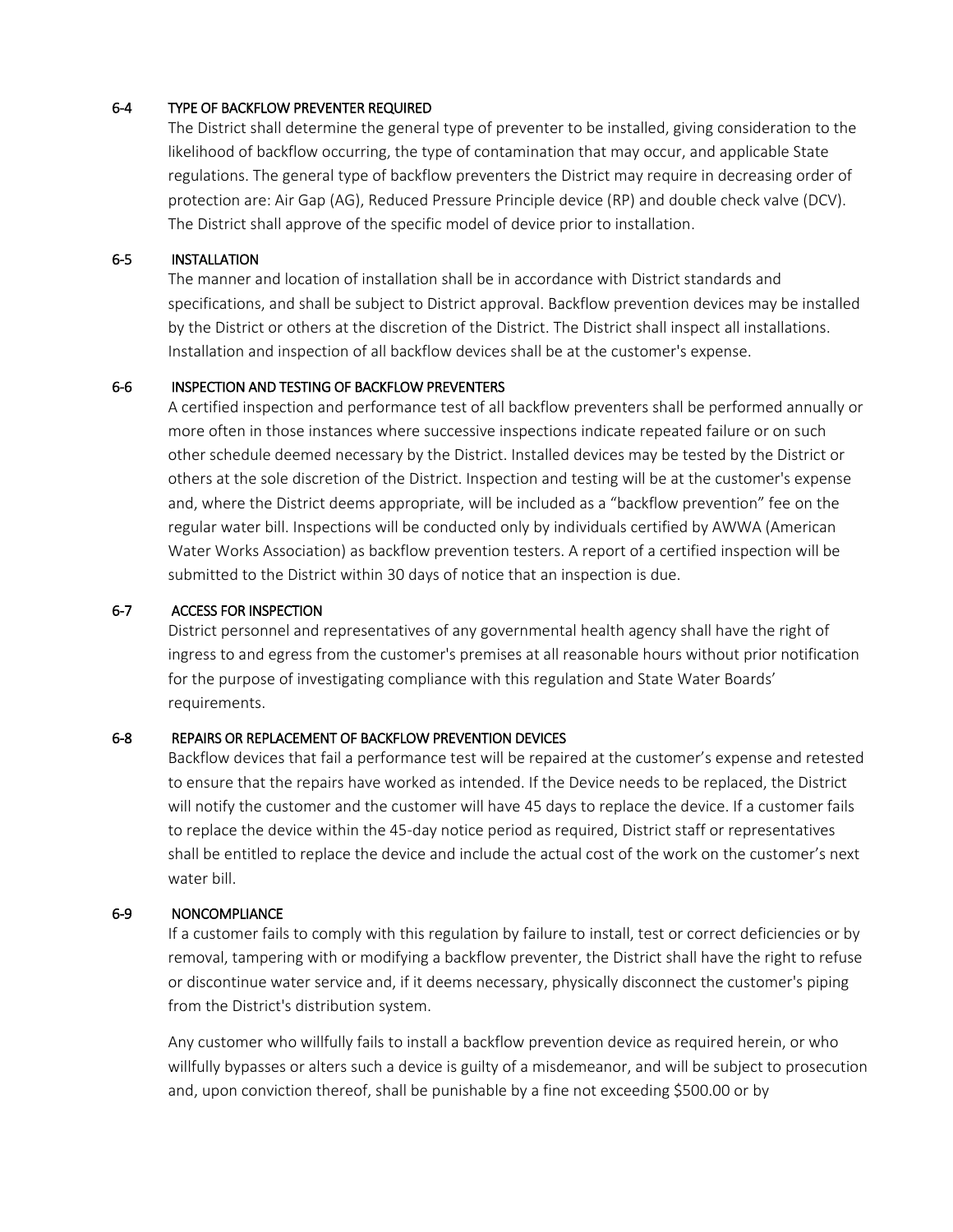### 6-4 TYPE OF BACKFLOW PREVENTER REQUIRED

The District shall determine the general type of preventer to be installed, giving consideration to the likelihood of backflow occurring, the type of contamination that may occur, and applicable State regulations. The general type of backflow preventers the District may require in decreasing order of protection are: Air Gap (AG), Reduced Pressure Principle device (RP) and double check valve (DCV). The District shall approve of the specific model of device prior to installation.

### 6-5 INSTALLATION

The manner and location of installation shall be in accordance with District standards and specifications, and shall be subject to District approval. Backflow prevention devices may be installed by the District or others at the discretion of the District. The District shall inspect all installations. Installation and inspection of all backflow devices shall be at the customer's expense.

### 6-6 INSPECTION AND TESTING OF BACKFLOW PREVENTERS

A certified inspection and performance test of all backflow preventers shall be performed annually or more often in those instances where successive inspections indicate repeated failure or on such other schedule deemed necessary by the District. Installed devices may be tested by the District or others at the sole discretion of the District. Inspection and testing will be at the customer's expense and, where the District deems appropriate, will be included as a "backflow prevention" fee on the regular water bill. Inspections will be conducted only by individuals certified by AWWA (American Water Works Association) as backflow prevention testers. A report of a certified inspection will be submitted to the District within 30 days of notice that an inspection is due.

### 6-7 ACCESS FOR INSPECTION

District personnel and representatives of any governmental health agency shall have the right of ingress to and egress from the customer's premises at all reasonable hours without prior notification for the purpose of investigating compliance with this regulation and State Water Boards' requirements.

### 6-8 REPAIRS OR REPLACEMENT OF BACKFLOW PREVENTION DEVICES

Backflow devices that fail a performance test will be repaired at the customer's expense and retested to ensure that the repairs have worked as intended. If the Device needs to be replaced, the District will notify the customer and the customer will have 45 days to replace the device. If a customer fails to replace the device within the 45-day notice period as required, District staff or representatives shall be entitled to replace the device and include the actual cost of the work on the customer's next water bill.

### 6-9 NONCOMPLIANCE

If a customer fails to comply with this regulation by failure to install, test or correct deficiencies or by removal, tampering with or modifying a backflow preventer, the District shall have the right to refuse or discontinue water service and, if it deems necessary, physically disconnect the customer's piping from the District's distribution system.

Any customer who willfully fails to install a backflow prevention device as required herein, or who willfully bypasses or alters such a device is guilty of a misdemeanor, and will be subject to prosecution and, upon conviction thereof, shall be punishable by a fine not exceeding $500.00 or by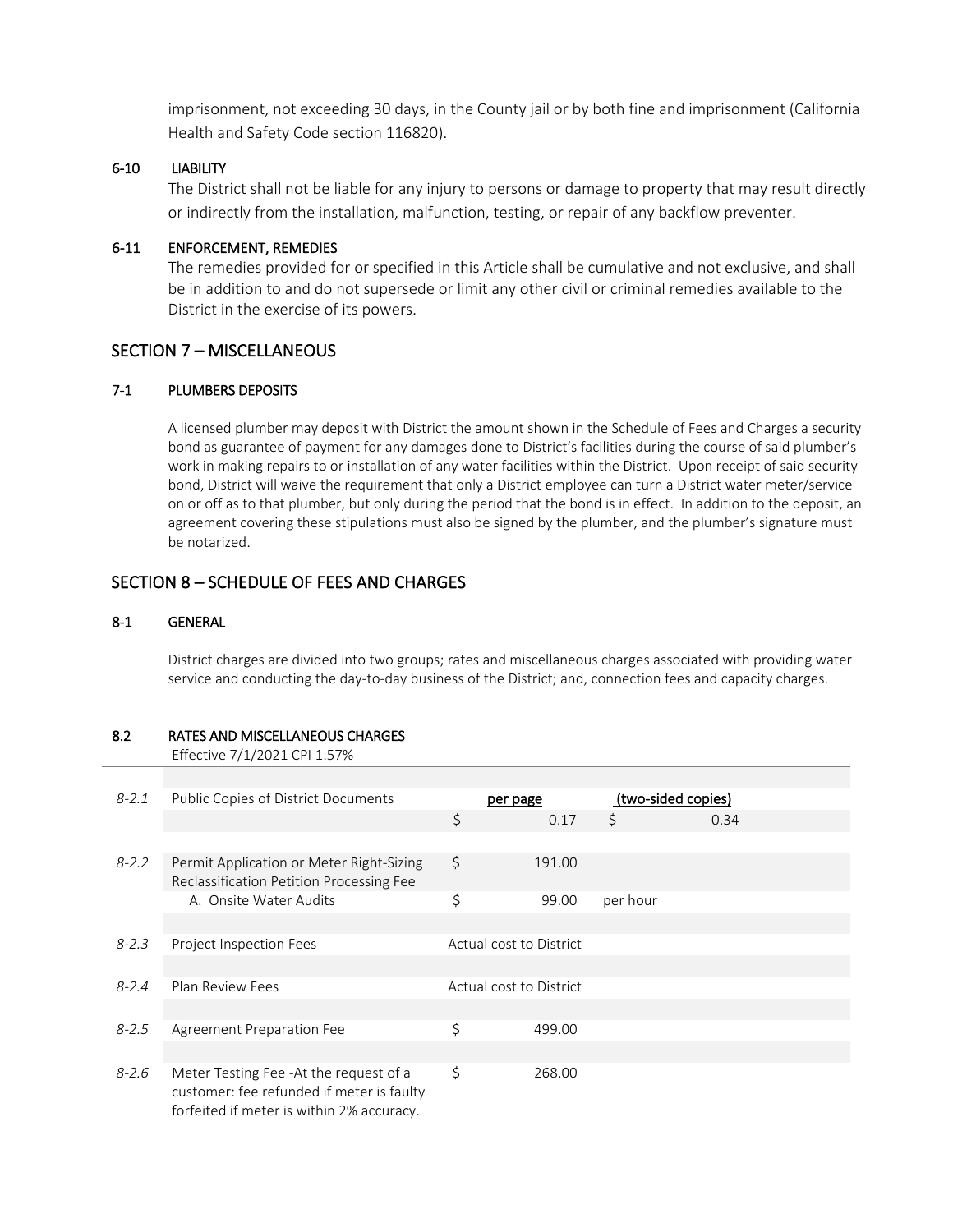imprisonment, not exceeding 30 days, in the County jail or by both fine and imprisonment (California Health and Safety Code section 116820).

### 6-10 LIABILITY

The District shall not be liable for any injury to persons or damage to property that may result directly or indirectly from the installation, malfunction, testing, or repair of any backflow preventer.

### 6-11 ENFORCEMENT, REMEDIES

The remedies provided for or specified in this Article shall be cumulative and not exclusive, and shall be in addition to and do not supersede or limit any other civil or criminal remedies available to the District in the exercise of its powers.

## SECTION 7 – MISCELLANEOUS

### 7-1 PLUMBERS DEPOSITS

A licensed plumber may deposit with District the amount shown in the Schedule of Fees and Charges a security bond as guarantee of payment for any damages done to District's facilities during the course of said plumber's work in making repairs to or installation of any water facilities within the District. Upon receipt of said security bond, District will waive the requirement that only a District employee can turn a District water meter/service on or off as to that plumber, but only during the period that the bond is in effect. In addition to the deposit, an agreement covering these stipulations must also be signed by the plumber, and the plumber's signature must be notarized.

## SECTION 8 – SCHEDULE OF FEES AND CHARGES

### 8-1 GENERAL

District charges are divided into two groups; rates and miscellaneous charges associated with providing water service and conducting the day-to-day business of the District; and, connection fees and capacity charges.

### 8.2 RATES AND MISCELLANEOUS CHARGES

Effective 7/1/2021 CPI 1.57%

| | | | | | |
|---|---|---|---|---|---|
| *8-2.1* | Public Copies of District Documents | per page | | (two-sided copies) | |
| | | $ | 0.17 | $ | 0.34 |
| *8-2.2* | Permit Application or Meter Right-Sizing Reclassification Petition Processing Fee | $ | 191.00 | | |
| | A. Onsite Water Audits | $ | 99.00 | per hour | |
| *8-2.3* | Project Inspection Fees | Actual cost to District | | | |
| *8-2.4* | Plan Review Fees | Actual cost to District | | | |
| *8-2.5* | Agreement Preparation Fee | $ | 499.00 | | |
| *8-2.6* | Meter Testing Fee -At the request of a customer: fee refunded if meter is faulty forfeited if meter is within 2% accuracy. | $ | 268.00 | | |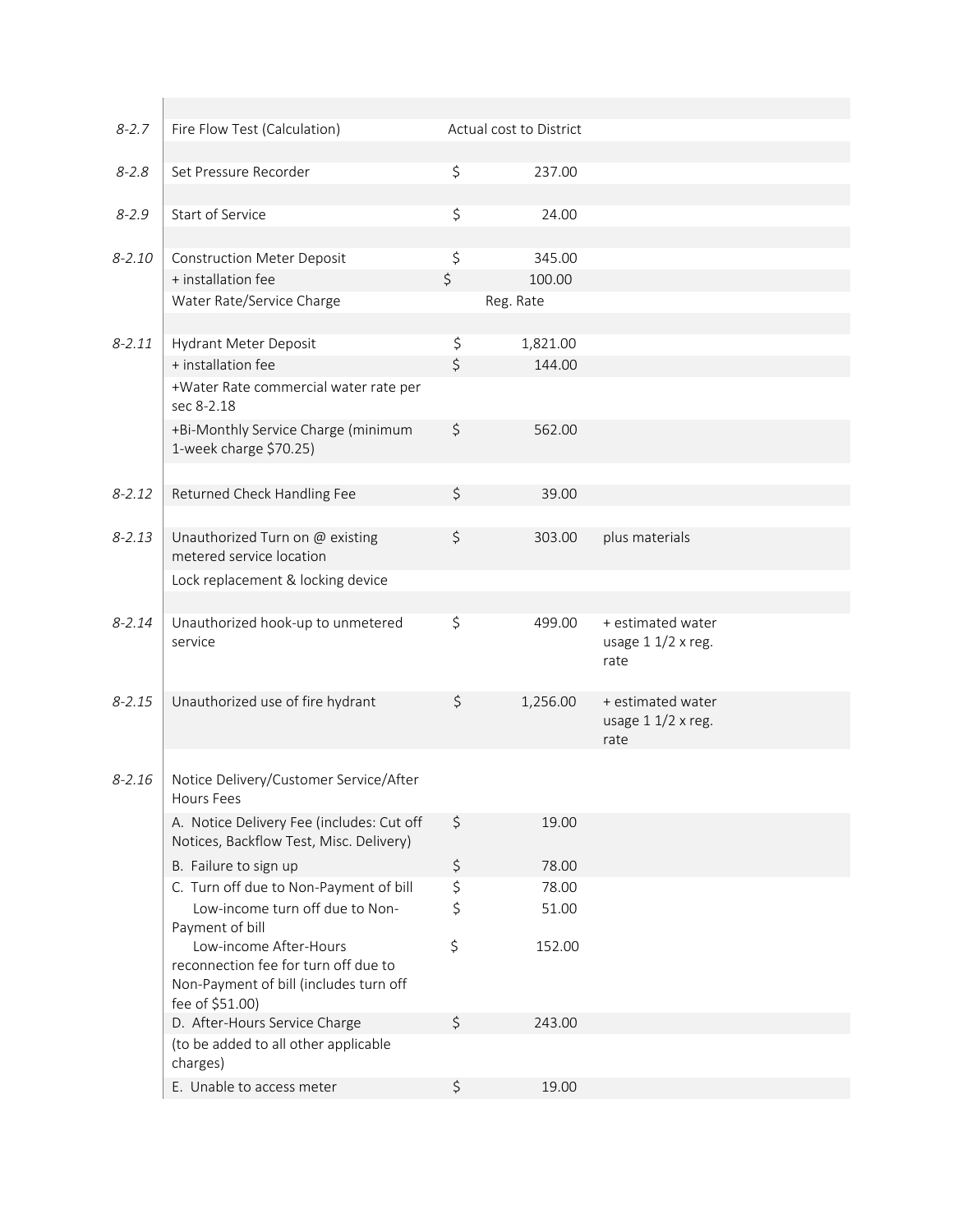| | | | |
|---|---|---|---|
| *8-2.7* | Fire Flow Test (Calculation) | Actual cost to District | |
| *8-2.8* | Set Pressure Recorder | $ 237.00 | |
| *8-2.9* | Start of Service | $ 24.00 | |
| *8-2.10* | Construction Meter Deposit | $ 345.00 | |
| | + installation fee | $ 100.00 | |
| | Water Rate/Service Charge | Reg. Rate | |
| *8-2.11* | Hydrant Meter Deposit | $ 1,821.00 | |
| | + installation fee | $ 144.00 | |
| | +Water Rate commercial water rate per sec 8-2.18 | | |
| | +Bi-Monthly Service Charge (minimum 1-week charge $70.25) | $ 562.00 | |
| *8-2.12* | Returned Check Handling Fee | $ 39.00 | |
| *8-2.13* | Unauthorized Turn on @ existing metered service location | $ 303.00 | plus materials |
| | Lock replacement & locking device | | |
| *8-2.14* | Unauthorized hook-up to unmetered service | $ 499.00 | + estimated water usage 1 1/2 x reg. rate |
| *8-2.15* | Unauthorized use of fire hydrant | $ 1,256.00 | + estimated water usage 1 1/2 x reg. rate |
| *8-2.16* | Notice Delivery/Customer Service/After Hours Fees | | |
| | A. Notice Delivery Fee (includes: Cut off Notices, Backflow Test, Misc. Delivery) | $ 19.00 | |
| | B. Failure to sign up | $ 78.00 | |
| | C. Turn off due to Non-Payment of bill | $ 78.00 | |
| | Low-income turn off due to Non-Payment of bill | $ 51.00 | |
| | Low-income After-Hours reconnection fee for turn off due to Non-Payment of bill (includes turn off fee of $51.00) | $ 152.00 | |
| | D. After-Hours Service Charge | $ 243.00 | |
| | (to be added to all other applicable charges) | | |
| | E. Unable to access meter | $ 19.00 | |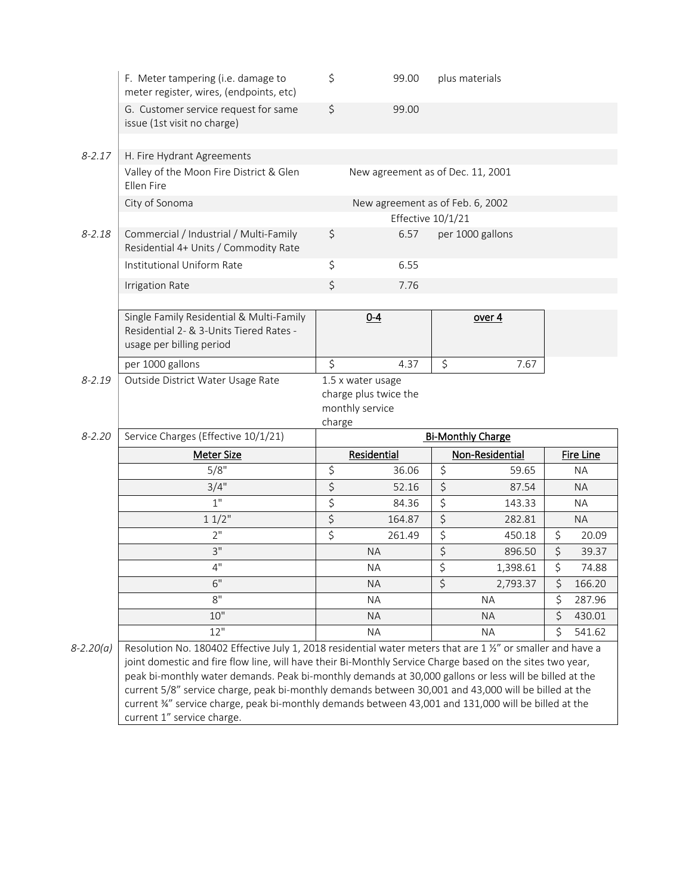| | | | | |
|---|---|---|---|---|
| | F. Meter tampering (i.e. damage to meter register, wires, (endpoints, etc) | $ 99.00 | plus materials | |
| | G. Customer service request for same issue (1st visit no charge) | $ 99.00 | | |
| *8-2.17* | H. Fire Hydrant Agreements | | | |
| | Valley of the Moon Fire District & Glen Ellen Fire | New agreement as of Dec. 11, 2001 | | |
| | City of Sonoma | New agreement as of Feb. 6, 2002 | | |
| | | Effective 10/1/21 | | |
| *8-2.18* | Commercial / Industrial / Multi-Family Residential 4+ Units / Commodity Rate | $ 6.57 | per 1000 gallons | |
| | Institutional Uniform Rate | $ 6.55 | | |
| | Irrigation Rate | $ 7.76 | | |
| | Single Family Residential & Multi-Family Residential 2- & 3-Units Tiered Rates - usage per billing period | 0-4 | over 4 | |
| | per 1000 gallons | $ 4.37 | $ 7.67 | |
| *8-2.19* | Outside District Water Usage Rate | 1.5 x water usage charge plus twice the monthly service charge | | |

| | Service Charges (Effective 10/1/21) | Bi-Monthly Charge | | |
|---|---|---|---|---|
| *8-2.20* | Meter Size | Residential | Non-Residential | Fire Line |
| | 5/8" | $ 36.06 | $ 59.65 | NA |
| | 3/4" | $ 52.16 | $ 87.54 | NA |
| | 1" | $ 84.36 | $ 143.33 | NA |
| | 1 1/2" | $ 164.87 | $ 282.81 | NA |
| | 2" | $ 261.49 | $ 450.18 | $ 20.09 |
| | 3" | NA | $ 896.50 | $ 39.37 |
| | 4" | NA | $ 1,398.61 | $ 74.88 |
| | 6" | NA | $ 2,793.37 | $ 166.20 |
| | 8" | NA | NA | $ 287.96 |
| | 10" | NA | NA | $ 430.01 |
| | 12" | NA | NA | $ 541.62 |

*8-2.20(a)* Resolution No. 180402 Effective July 1, 2018 residential water meters that are 1 ½" or smaller and have a joint domestic and fire flow line, will have their Bi-Monthly Service Charge based on the sites two year, peak bi-monthly water demands. Peak bi-monthly demands at 30,000 gallons or less will be billed at the current 5/8" service charge, peak bi-monthly demands between 30,001 and 43,000 will be billed at the current ¾" service charge, peak bi-monthly demands between 43,001 and 131,000 will be billed at the current 1" service charge.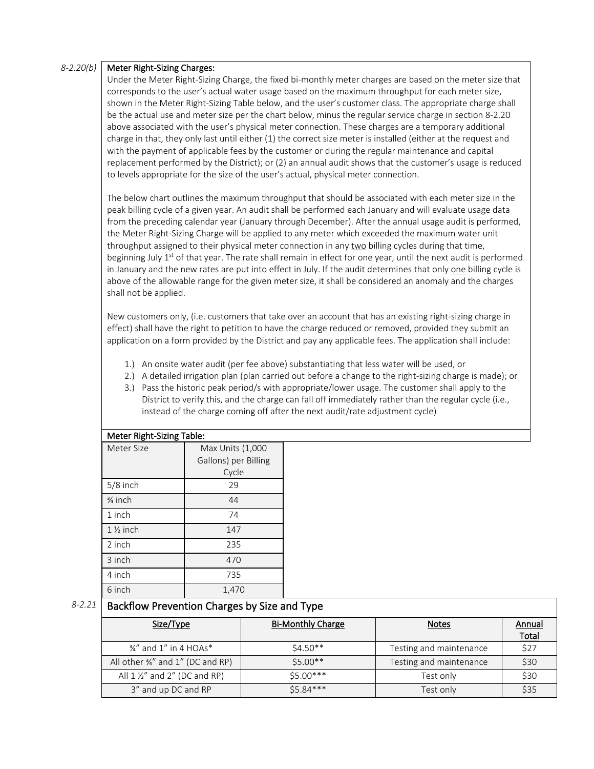*8-2.20(b)*

**Meter Right-Sizing Charges:**

Under the Meter Right-Sizing Charge, the fixed bi-monthly meter charges are based on the meter size that corresponds to the user's actual water usage based on the maximum throughput for each meter size, shown in the Meter Right-Sizing Table below, and the user's customer class. The appropriate charge shall be the actual use and meter size per the chart below, minus the regular service charge in section 8-2.20 above associated with the user's physical meter connection. These charges are a temporary additional charge in that, they only last until either (1) the correct size meter is installed (either at the request and with the payment of applicable fees by the customer or during the regular maintenance and capital replacement performed by the District); or (2) an annual audit shows that the customer's usage is reduced to levels appropriate for the size of the user's actual, physical meter connection.

The below chart outlines the maximum throughput that should be associated with each meter size in the peak billing cycle of a given year. An audit shall be performed each January and will evaluate usage data from the preceding calendar year (January through December). After the annual usage audit is performed, the Meter Right-Sizing Charge will be applied to any meter which exceeded the maximum water unit throughput assigned to their physical meter connection in any <u>two</u> billing cycles during that time, beginning July 1st of that year. The rate shall remain in effect for one year, until the next audit is performed in January and the new rates are put into effect in July. If the audit determines that only <u>one</u> billing cycle is above of the allowable range for the given meter size, it shall be considered an anomaly and the charges shall not be applied.

New customers only, (i.e. customers that take over an account that has an existing right-sizing charge in effect) shall have the right to petition to have the charge reduced or removed, provided they submit an application on a form provided by the District and pay any applicable fees. The application shall include:

1.) An onsite water audit (per fee above) substantiating that less water will be used, or
2.) A detailed irrigation plan (plan carried out before a change to the right-sizing charge is made); or
3.) Pass the historic peak period/s with appropriate/lower usage. The customer shall apply to the District to verify this, and the charge can fall off immediately rather than the regular cycle (i.e., instead of the charge coming off after the next audit/rate adjustment cycle)

**Meter Right-Sizing Table:**

| Meter Size | Max Units (1,000 Gallons) per Billing Cycle |
|---|---|
| 5/8 inch | 29 |
| ¾ inch | 44 |
| 1 inch | 74 |
| 1 ½ inch | 147 |
| 2 inch | 235 |
| 3 inch | 470 |
| 4 inch | 735 |
| 6 inch | 1,470 |

*8-2.21*

## Backflow Prevention Charges by Size and Type

| Size/Type | Bi-Monthly Charge | Notes | Annual Total |
|---|---|---|---|
| ¾" and 1" in 4 HOAs* | $4.50** | Testing and maintenance | $27 |
| All other ¾" and 1" (DC and RP) | $5.00** | Testing and maintenance | $30 |
| All 1 ½" and 2" (DC and RP) | $5.00*** | Test only | $30 |
| 3" and up DC and RP | $5.84*** | Test only | $35 |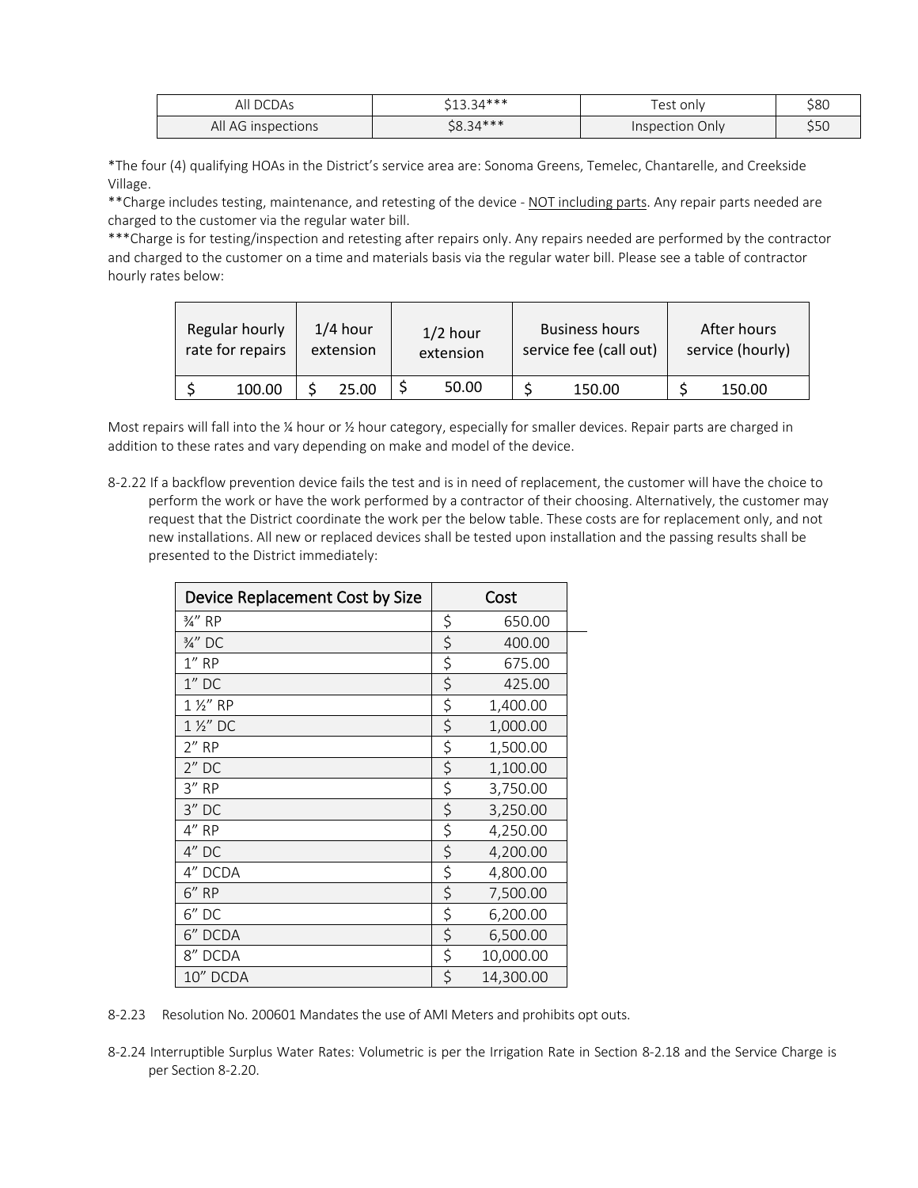| | | | |
|---|---|---|---|
| All DCDAs | $13.34*** | Test only | $80 |
| All AG inspections | $8.34*** | Inspection Only | $50 |

*The four (4) qualifying HOAs in the District's service area are: Sonoma Greens, Temelec, Chantarelle, and Creekside Village.

**Charge includes testing, maintenance, and retesting of the device - NOT including parts. Any repair parts needed are charged to the customer via the regular water bill.

***Charge is for testing/inspection and retesting after repairs only. Any repairs needed are performed by the contractor and charged to the customer on a time and materials basis via the regular water bill. Please see a table of contractor hourly rates below:

| Regular hourly rate for repairs | 1/4 hour extension | 1/2 hour extension | Business hours service fee (call out) | After hours service (hourly) |
|---|---|---|---|---|
| $ 100.00 | $ 25.00 | $ 50.00 | $ 150.00 | $ 150.00 |

Most repairs will fall into the ¼ hour or ½ hour category, especially for smaller devices. Repair parts are charged in addition to these rates and vary depending on make and model of the device.

8-2.22 If a backflow prevention device fails the test and is in need of replacement, the customer will have the choice to perform the work or have the work performed by a contractor of their choosing. Alternatively, the customer may request that the District coordinate the work per the below table. These costs are for replacement only, and not new installations. All new or replaced devices shall be tested upon installation and the passing results shall be presented to the District immediately:

| Device Replacement Cost by Size | Cost |
|---|---|
| ¾" RP | $ 650.00 |
| ¾" DC | $ 400.00 |
| 1" RP | $ 675.00 |
| 1" DC | $ 425.00 |
| 1 ½" RP | $ 1,400.00 |
| 1 ½" DC | $ 1,000.00 |
| 2" RP | $ 1,500.00 |
| 2" DC | $ 1,100.00 |
| 3" RP | $ 3,750.00 |
| 3" DC | $ 3,250.00 |
| 4" RP | $ 4,250.00 |
| 4" DC | $ 4,200.00 |
| 4" DCDA | $ 4,800.00 |
| 6" RP | $ 7,500.00 |
| 6" DC | $ 6,200.00 |
| 6" DCDA | $ 6,500.00 |
| 8" DCDA | $ 10,000.00 |
| 10" DCDA | $ 14,300.00 |

8-2.23 Resolution No. 200601 Mandates the use of AMI Meters and prohibits opt outs.

8-2.24 Interruptible Surplus Water Rates: Volumetric is per the Irrigation Rate in Section 8-2.18 and the Service Charge is per Section 8-2.20.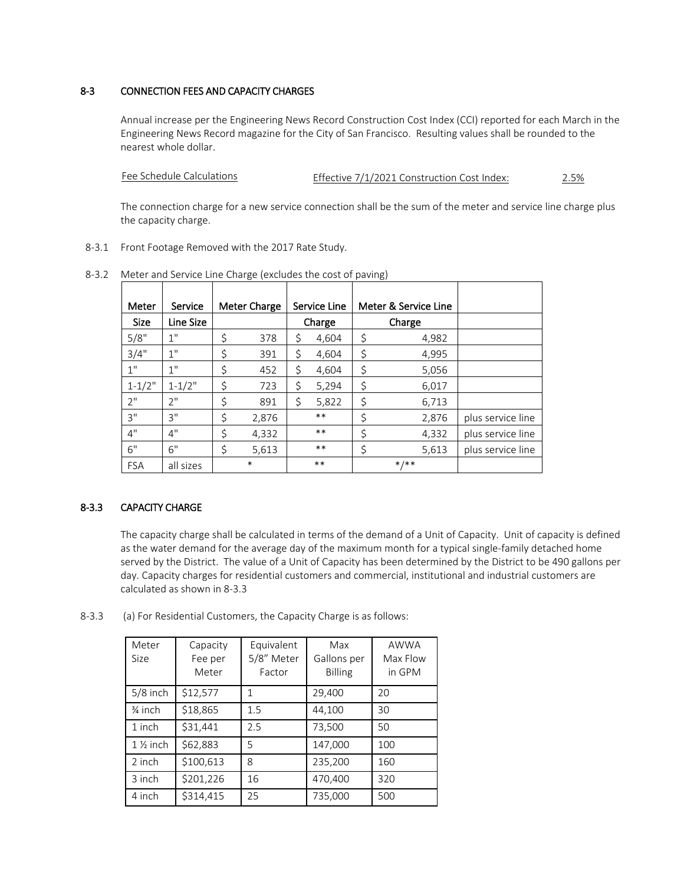## 8-3 CONNECTION FEES AND CAPACITY CHARGES

Annual increase per the Engineering News Record Construction Cost Index (CCI) reported for each March in the Engineering News Record magazine for the City of San Francisco. Resulting values shall be rounded to the nearest whole dollar.

Fee Schedule Calculations — Effective 7/1/2021 Construction Cost Index: 2.5%

The connection charge for a new service connection shall be the sum of the meter and service line charge plus the capacity charge.

8-3.1 Front Footage Removed with the 2017 Rate Study.

8-3.2 Meter and Service Line Charge (excludes the cost of paving)

| Meter Size | Service Line Size | Meter Charge | Service Line Charge | Meter & Service Line Charge | |
|---|---|---|---|---|---|
| 5/8" | 1" | $ 378 | $ 4,604 | $ 4,982 | |
| 3/4" | 1" | $ 391 | $ 4,604 | $ 4,995 | |
| 1" | 1" | $ 452 | $ 4,604 | $ 5,056 | |
| 1-1/2" | 1-1/2" | $ 723 | $ 5,294 | $ 6,017 | |
| 2" | 2" | $ 891 | $ 5,822 | $ 6,713 | |
| 3" | 3" | $ 2,876 | ** | $ 2,876 | plus service line |
| 4" | 4" | $ 4,332 | ** | $ 4,332 | plus service line |
| 6" | 6" | $ 5,613 | ** | $ 5,613 | plus service line |
| FSA | all sizes | * | ** | */** | |

### 8-3.3 CAPACITY CHARGE

The capacity charge shall be calculated in terms of the demand of a Unit of Capacity. Unit of capacity is defined as the water demand for the average day of the maximum month for a typical single-family detached home served by the District. The value of a Unit of Capacity has been determined by the District to be 490 gallons per day. Capacity charges for residential customers and commercial, institutional and industrial customers are calculated as shown in 8-3.3

8-3.3 (a) For Residential Customers, the Capacity Charge is as follows:

| Meter Size | Capacity Fee per Meter | Equivalent 5/8" Meter Factor | Max Gallons per Billing | AWWA Max Flow in GPM |
|---|---|---|---|---|
| 5/8 inch | $12,577 | 1 | 29,400 | 20 |
| ¾ inch | $18,865 | 1.5 | 44,100 | 30 |
| 1 inch | $31,441 | 2.5 | 73,500 | 50 |
| 1 ½ inch | $62,883 | 5 | 147,000 | 100 |
| 2 inch | $100,613 | 8 | 235,200 | 160 |
| 3 inch | $201,226 | 16 | 470,400 | 320 |
| 4 inch | $314,415 | 25 | 735,000 | 500 |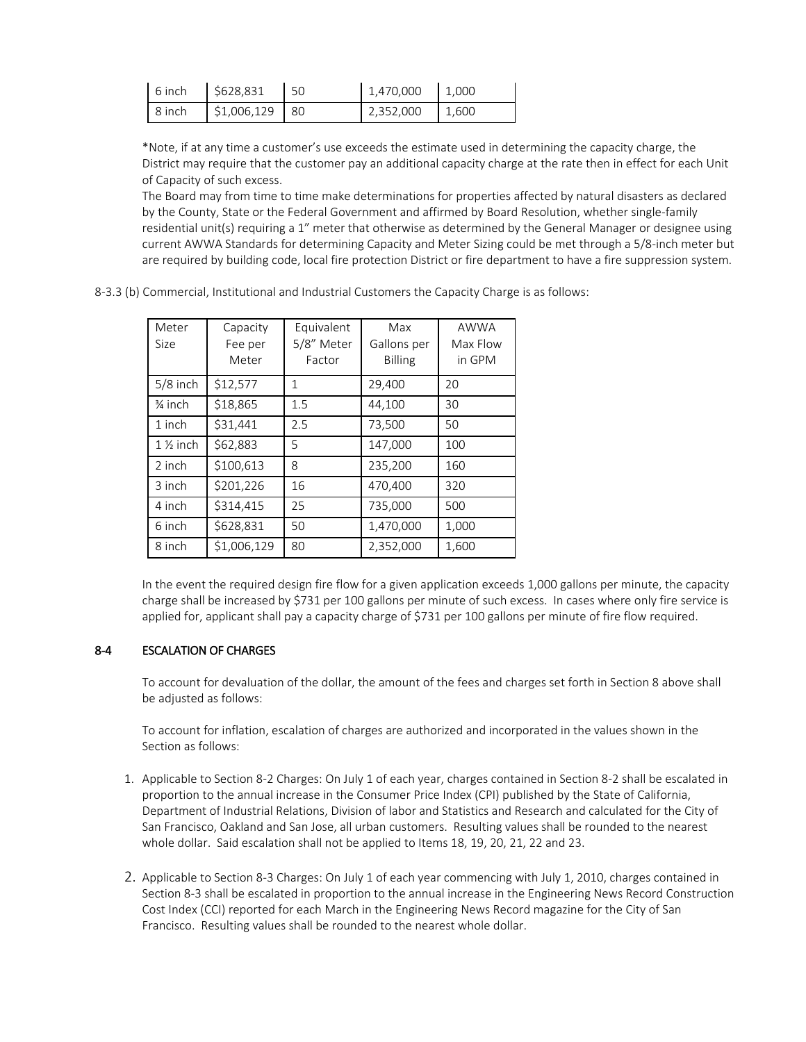| | | | | |
|---|---|---|---|---|
| 6 inch | $628,831 | 50 | 1,470,000 | 1,000 |
| 8 inch | $1,006,129 | 80 | 2,352,000 | 1,600 |

*Note, if at any time a customer's use exceeds the estimate used in determining the capacity charge, the District may require that the customer pay an additional capacity charge at the rate then in effect for each Unit of Capacity of such excess.

The Board may from time to time make determinations for properties affected by natural disasters as declared by the County, State or the Federal Government and affirmed by Board Resolution, whether single-family residential unit(s) requiring a 1" meter that otherwise as determined by the General Manager or designee using current AWWA Standards for determining Capacity and Meter Sizing could be met through a 5/8-inch meter but are required by building code, local fire protection District or fire department to have a fire suppression system.

8-3.3 (b) Commercial, Institutional and Industrial Customers the Capacity Charge is as follows:

| Meter Size | Capacity Fee per Meter | Equivalent 5/8" Meter Factor | Max Gallons per Billing | AWWA Max Flow in GPM |
|---|---|---|---|---|
| 5/8 inch | $12,577 | 1 | 29,400 | 20 |
| ¾ inch | $18,865 | 1.5 | 44,100 | 30 |
| 1 inch | $31,441 | 2.5 | 73,500 | 50 |
| 1 ½ inch | $62,883 | 5 | 147,000 | 100 |
| 2 inch | $100,613 | 8 | 235,200 | 160 |
| 3 inch | $201,226 | 16 | 470,400 | 320 |
| 4 inch | $314,415 | 25 | 735,000 | 500 |
| 6 inch | $628,831 | 50 | 1,470,000 | 1,000 |
| 8 inch | $1,006,129 | 80 | 2,352,000 | 1,600 |

In the event the required design fire flow for a given application exceeds 1,000 gallons per minute, the capacity charge shall be increased by $731 per 100 gallons per minute of such excess. In cases where only fire service is applied for, applicant shall pay a capacity charge of $731 per 100 gallons per minute of fire flow required.

## 8-4 ESCALATION OF CHARGES

To account for devaluation of the dollar, the amount of the fees and charges set forth in Section 8 above shall be adjusted as follows:

To account for inflation, escalation of charges are authorized and incorporated in the values shown in the Section as follows:

1. Applicable to Section 8-2 Charges: On July 1 of each year, charges contained in Section 8-2 shall be escalated in proportion to the annual increase in the Consumer Price Index (CPI) published by the State of California, Department of Industrial Relations, Division of labor and Statistics and Research and calculated for the City of San Francisco, Oakland and San Jose, all urban customers. Resulting values shall be rounded to the nearest whole dollar. Said escalation shall not be applied to Items 18, 19, 20, 21, 22 and 23.

2. Applicable to Section 8-3 Charges: On July 1 of each year commencing with July 1, 2010, charges contained in Section 8-3 shall be escalated in proportion to the annual increase in the Engineering News Record Construction Cost Index (CCI) reported for each March in the Engineering News Record magazine for the City of San Francisco. Resulting values shall be rounded to the nearest whole dollar.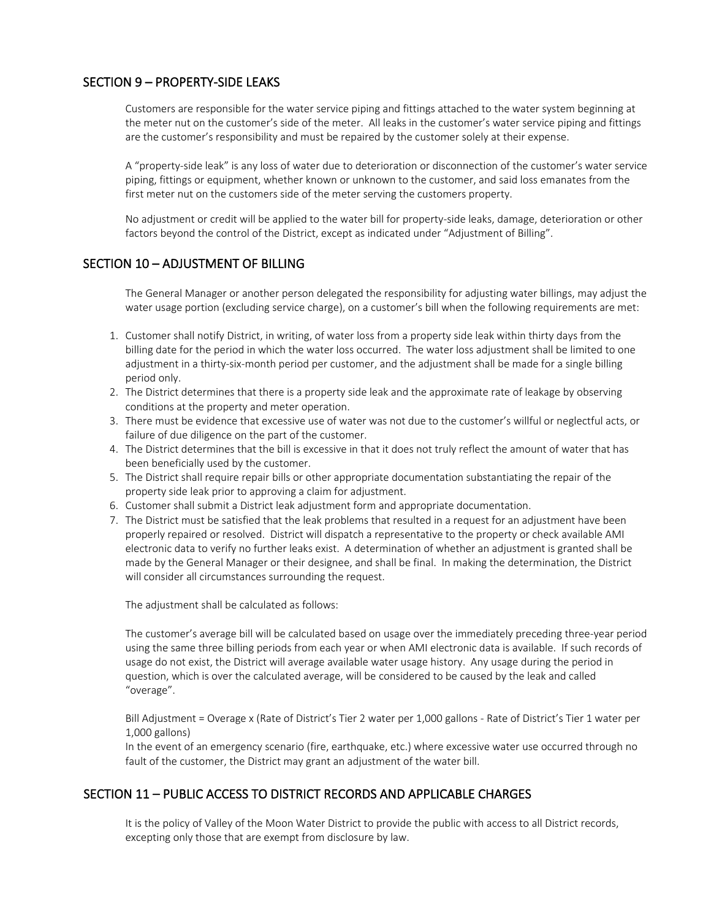## SECTION 9 – PROPERTY-SIDE LEAKS

Customers are responsible for the water service piping and fittings attached to the water system beginning at the meter nut on the customer's side of the meter. All leaks in the customer's water service piping and fittings are the customer's responsibility and must be repaired by the customer solely at their expense.

A "property-side leak" is any loss of water due to deterioration or disconnection of the customer's water service piping, fittings or equipment, whether known or unknown to the customer, and said loss emanates from the first meter nut on the customers side of the meter serving the customers property.

No adjustment or credit will be applied to the water bill for property-side leaks, damage, deterioration or other factors beyond the control of the District, except as indicated under "Adjustment of Billing".

## SECTION 10 – ADJUSTMENT OF BILLING

The General Manager or another person delegated the responsibility for adjusting water billings, may adjust the water usage portion (excluding service charge), on a customer's bill when the following requirements are met:

1. Customer shall notify District, in writing, of water loss from a property side leak within thirty days from the billing date for the period in which the water loss occurred. The water loss adjustment shall be limited to one adjustment in a thirty-six-month period per customer, and the adjustment shall be made for a single billing period only.
2. The District determines that there is a property side leak and the approximate rate of leakage by observing conditions at the property and meter operation.
3. There must be evidence that excessive use of water was not due to the customer's willful or neglectful acts, or failure of due diligence on the part of the customer.
4. The District determines that the bill is excessive in that it does not truly reflect the amount of water that has been beneficially used by the customer.
5. The District shall require repair bills or other appropriate documentation substantiating the repair of the property side leak prior to approving a claim for adjustment.
6. Customer shall submit a District leak adjustment form and appropriate documentation.
7. The District must be satisfied that the leak problems that resulted in a request for an adjustment have been properly repaired or resolved. District will dispatch a representative to the property or check available AMI electronic data to verify no further leaks exist. A determination of whether an adjustment is granted shall be made by the General Manager or their designee, and shall be final. In making the determination, the District will consider all circumstances surrounding the request.

The adjustment shall be calculated as follows:

The customer's average bill will be calculated based on usage over the immediately preceding three-year period using the same three billing periods from each year or when AMI electronic data is available. If such records of usage do not exist, the District will average available water usage history. Any usage during the period in question, which is over the calculated average, will be considered to be caused by the leak and called "overage".

Bill Adjustment = Overage x (Rate of District's Tier 2 water per 1,000 gallons - Rate of District's Tier 1 water per 1,000 gallons)
In the event of an emergency scenario (fire, earthquake, etc.) where excessive water use occurred through no fault of the customer, the District may grant an adjustment of the water bill.

## SECTION 11 – PUBLIC ACCESS TO DISTRICT RECORDS AND APPLICABLE CHARGES

It is the policy of Valley of the Moon Water District to provide the public with access to all District records, excepting only those that are exempt from disclosure by law.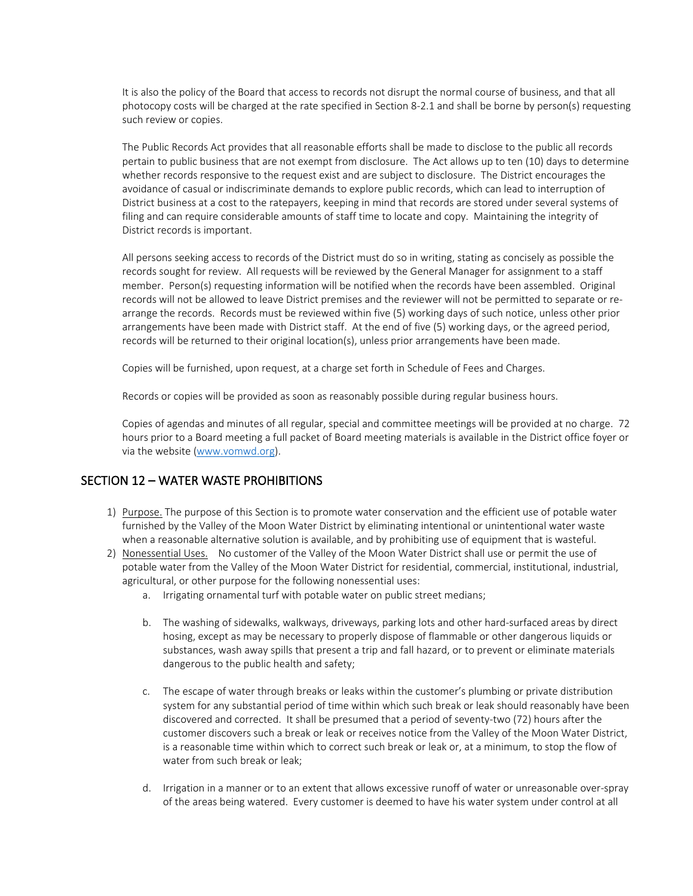It is also the policy of the Board that access to records not disrupt the normal course of business, and that all photocopy costs will be charged at the rate specified in Section 8-2.1 and shall be borne by person(s) requesting such review or copies.

The Public Records Act provides that all reasonable efforts shall be made to disclose to the public all records pertain to public business that are not exempt from disclosure. The Act allows up to ten (10) days to determine whether records responsive to the request exist and are subject to disclosure. The District encourages the avoidance of casual or indiscriminate demands to explore public records, which can lead to interruption of District business at a cost to the ratepayers, keeping in mind that records are stored under several systems of filing and can require considerable amounts of staff time to locate and copy. Maintaining the integrity of District records is important.

All persons seeking access to records of the District must do so in writing, stating as concisely as possible the records sought for review. All requests will be reviewed by the General Manager for assignment to a staff member. Person(s) requesting information will be notified when the records have been assembled. Original records will not be allowed to leave District premises and the reviewer will not be permitted to separate or re-arrange the records. Records must be reviewed within five (5) working days of such notice, unless other prior arrangements have been made with District staff. At the end of five (5) working days, or the agreed period, records will be returned to their original location(s), unless prior arrangements have been made.

Copies will be furnished, upon request, at a charge set forth in Schedule of Fees and Charges.

Records or copies will be provided as soon as reasonably possible during regular business hours.

Copies of agendas and minutes of all regular, special and committee meetings will be provided at no charge. 72 hours prior to a Board meeting a full packet of Board meeting materials is available in the District office foyer or via the website (www.vomwd.org).

## SECTION 12 – WATER WASTE PROHIBITIONS

1) Purpose. The purpose of this Section is to promote water conservation and the efficient use of potable water furnished by the Valley of the Moon Water District by eliminating intentional or unintentional water waste when a reasonable alternative solution is available, and by prohibiting use of equipment that is wasteful.
2) Nonessential Uses. No customer of the Valley of the Moon Water District shall use or permit the use of potable water from the Valley of the Moon Water District for residential, commercial, institutional, industrial, agricultural, or other purpose for the following nonessential uses:
   a. Irrigating ornamental turf with potable water on public street medians;
   b. The washing of sidewalks, walkways, driveways, parking lots and other hard-surfaced areas by direct hosing, except as may be necessary to properly dispose of flammable or other dangerous liquids or substances, wash away spills that present a trip and fall hazard, or to prevent or eliminate materials dangerous to the public health and safety;
   c. The escape of water through breaks or leaks within the customer's plumbing or private distribution system for any substantial period of time within which such break or leak should reasonably have been discovered and corrected. It shall be presumed that a period of seventy-two (72) hours after the customer discovers such a break or leak or receives notice from the Valley of the Moon Water District, is a reasonable time within which to correct such break or leak or, at a minimum, to stop the flow of water from such break or leak;
   d. Irrigation in a manner or to an extent that allows excessive runoff of water or unreasonable over-spray of the areas being watered. Every customer is deemed to have his water system under control at all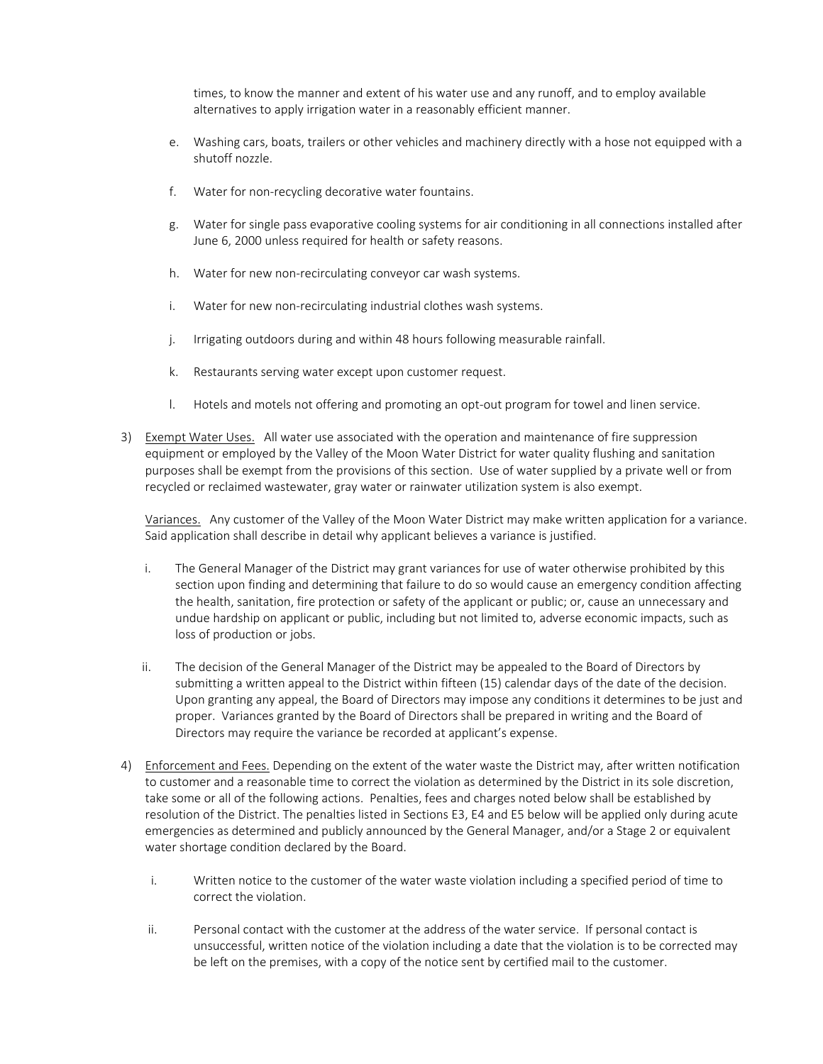times, to know the manner and extent of his water use and any runoff, and to employ available alternatives to apply irrigation water in a reasonably efficient manner.

e. Washing cars, boats, trailers or other vehicles and machinery directly with a hose not equipped with a shutoff nozzle.

f. Water for non-recycling decorative water fountains.

g. Water for single pass evaporative cooling systems for air conditioning in all connections installed after June 6, 2000 unless required for health or safety reasons.

h. Water for new non-recirculating conveyor car wash systems.

i. Water for new non-recirculating industrial clothes wash systems.

j. Irrigating outdoors during and within 48 hours following measurable rainfall.

k. Restaurants serving water except upon customer request.

l. Hotels and motels not offering and promoting an opt-out program for towel and linen service.

3) Exempt Water Uses. All water use associated with the operation and maintenance of fire suppression equipment or employed by the Valley of the Moon Water District for water quality flushing and sanitation purposes shall be exempt from the provisions of this section. Use of water supplied by a private well or from recycled or reclaimed wastewater, gray water or rainwater utilization system is also exempt.

Variances. Any customer of the Valley of the Moon Water District may make written application for a variance. Said application shall describe in detail why applicant believes a variance is justified.

i. The General Manager of the District may grant variances for use of water otherwise prohibited by this section upon finding and determining that failure to do so would cause an emergency condition affecting the health, sanitation, fire protection or safety of the applicant or public; or, cause an unnecessary and undue hardship on applicant or public, including but not limited to, adverse economic impacts, such as loss of production or jobs.

ii. The decision of the General Manager of the District may be appealed to the Board of Directors by submitting a written appeal to the District within fifteen (15) calendar days of the date of the decision. Upon granting any appeal, the Board of Directors may impose any conditions it determines to be just and proper. Variances granted by the Board of Directors shall be prepared in writing and the Board of Directors may require the variance be recorded at applicant's expense.

4) Enforcement and Fees. Depending on the extent of the water waste the District may, after written notification to customer and a reasonable time to correct the violation as determined by the District in its sole discretion, take some or all of the following actions. Penalties, fees and charges noted below shall be established by resolution of the District. The penalties listed in Sections E3, E4 and E5 below will be applied only during acute emergencies as determined and publicly announced by the General Manager, and/or a Stage 2 or equivalent water shortage condition declared by the Board.

i. Written notice to the customer of the water waste violation including a specified period of time to correct the violation.

ii. Personal contact with the customer at the address of the water service. If personal contact is unsuccessful, written notice of the violation including a date that the violation is to be corrected may be left on the premises, with a copy of the notice sent by certified mail to the customer.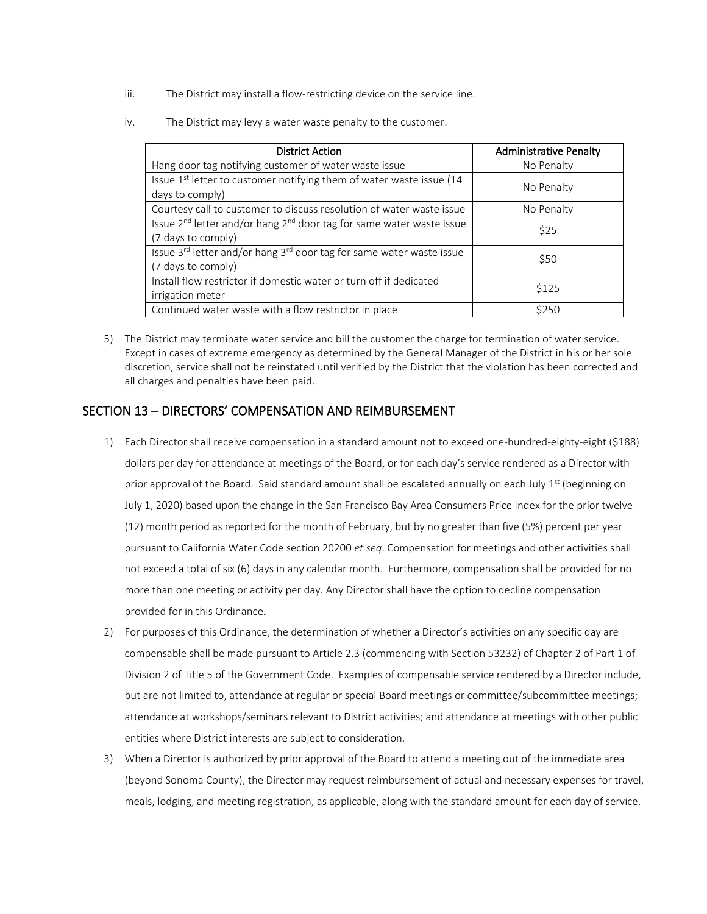iii. The District may install a flow-restricting device on the service line.

iv. The District may levy a water waste penalty to the customer.

| District Action | Administrative Penalty |
|---|---|
| Hang door tag notifying customer of water waste issue | No Penalty |
| Issue 1st letter to customer notifying them of water waste issue (14 days to comply) | No Penalty |
| Courtesy call to customer to discuss resolution of water waste issue | No Penalty |
| Issue 2nd letter and/or hang 2nd door tag for same water waste issue (7 days to comply) | $25 |
| Issue 3rd letter and/or hang 3rd door tag for same water waste issue (7 days to comply) | $50 |
| Install flow restrictor if domestic water or turn off if dedicated irrigation meter | $125 |
| Continued water waste with a flow restrictor in place | $250 |

5) The District may terminate water service and bill the customer the charge for termination of water service. Except in cases of extreme emergency as determined by the General Manager of the District in his or her sole discretion, service shall not be reinstated until verified by the District that the violation has been corrected and all charges and penalties have been paid.

## SECTION 13 – DIRECTORS' COMPENSATION AND REIMBURSEMENT

1) Each Director shall receive compensation in a standard amount not to exceed one-hundred-eighty-eight ($188) dollars per day for attendance at meetings of the Board, or for each day's service rendered as a Director with prior approval of the Board. Said standard amount shall be escalated annually on each July 1st (beginning on July 1, 2020) based upon the change in the San Francisco Bay Area Consumers Price Index for the prior twelve (12) month period as reported for the month of February, but by no greater than five (5%) percent per year pursuant to California Water Code section 20200 *et seq*. Compensation for meetings and other activities shall not exceed a total of six (6) days in any calendar month. Furthermore, compensation shall be provided for no more than one meeting or activity per day. Any Director shall have the option to decline compensation provided for in this Ordinance.

2) For purposes of this Ordinance, the determination of whether a Director's activities on any specific day are compensable shall be made pursuant to Article 2.3 (commencing with Section 53232) of Chapter 2 of Part 1 of Division 2 of Title 5 of the Government Code. Examples of compensable service rendered by a Director include, but are not limited to, attendance at regular or special Board meetings or committee/subcommittee meetings; attendance at workshops/seminars relevant to District activities; and attendance at meetings with other public entities where District interests are subject to consideration.

3) When a Director is authorized by prior approval of the Board to attend a meeting out of the immediate area (beyond Sonoma County), the Director may request reimbursement of actual and necessary expenses for travel, meals, lodging, and meeting registration, as applicable, along with the standard amount for each day of service.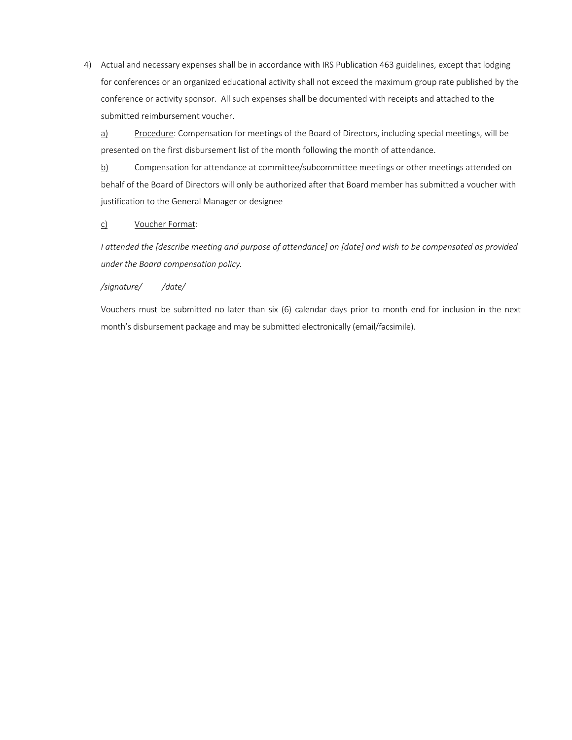4) Actual and necessary expenses shall be in accordance with IRS Publication 463 guidelines, except that lodging for conferences or an organized educational activity shall not exceed the maximum group rate published by the conference or activity sponsor. All such expenses shall be documented with receipts and attached to the submitted reimbursement voucher.

   a) Procedure: Compensation for meetings of the Board of Directors, including special meetings, will be presented on the first disbursement list of the month following the month of attendance.

   b) Compensation for attendance at committee/subcommittee meetings or other meetings attended on behalf of the Board of Directors will only be authorized after that Board member has submitted a voucher with justification to the General Manager or designee

   c) Voucher Format:

   *I attended the [describe meeting and purpose of attendance] on [date] and wish to be compensated as provided under the Board compensation policy.*

   */signature/ /date/*

   Vouchers must be submitted no later than six (6) calendar days prior to month end for inclusion in the next month's disbursement package and may be submitted electronically (email/facsimile).